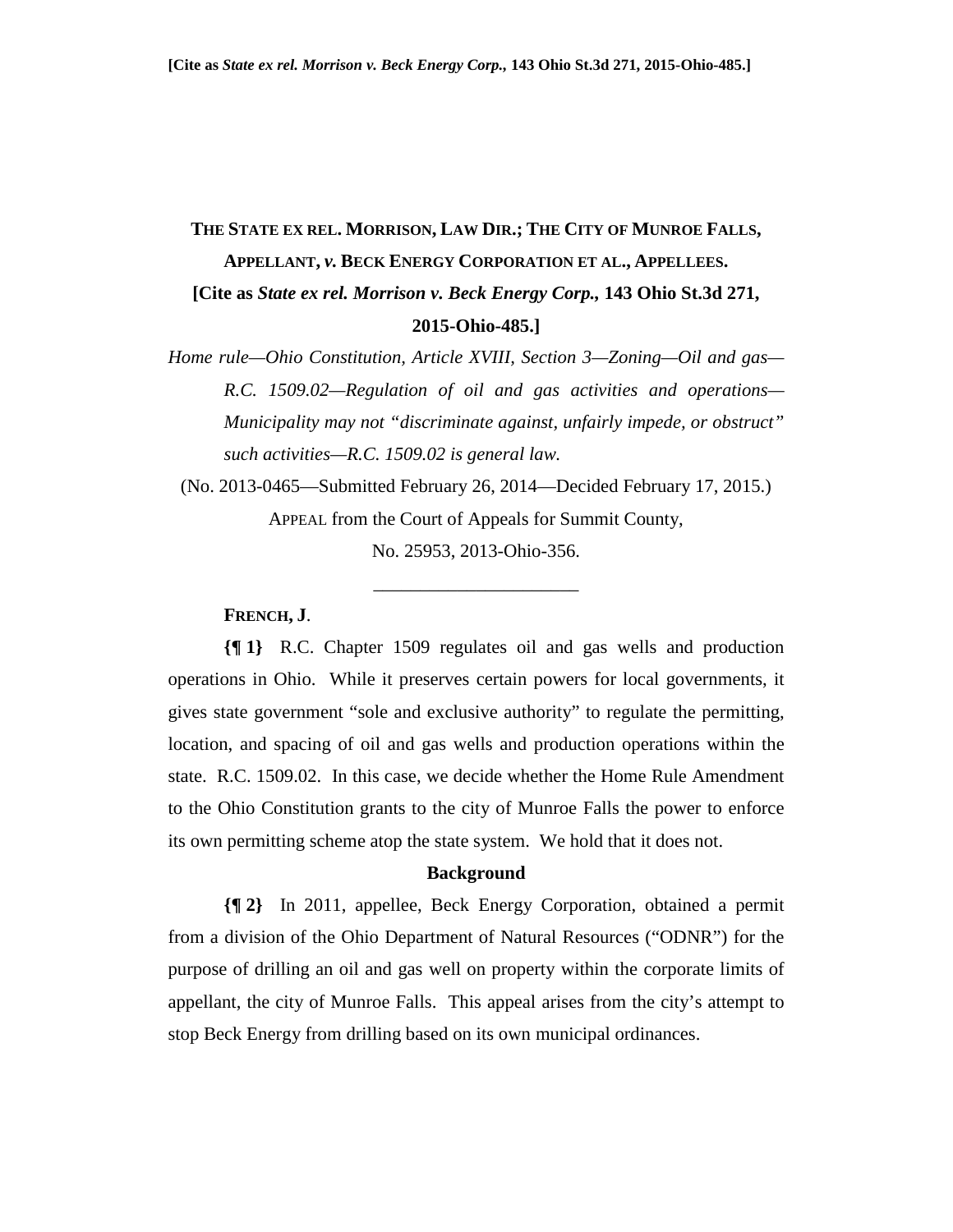[Cite as *State ex rel. Morrison v. Beck Energy Corp.*, 143 Ohio St.3d 271, 2015-Ohio-485.]

# THE STATE EX REL. MORRISON, LAW DIR.; THE CITY OF MUNROE FALLS, APPELLANT, *v.* BECK ENERGY CORPORATION ET AL., APPELLEES.

**[Cite as *State ex rel. Morrison v. Beck Energy Corp.*, 143 Ohio St.3d 271, 2015-Ohio-485.]**

*Home rule—Ohio Constitution, Article XVIII, Section 3—Zoning—Oil and gas—R.C. 1509.02—Regulation of oil and gas activities and operations—Municipality may not "discriminate against, unfairly impede, or obstruct" such activities—R.C. 1509.02 is general law.*

(No. 2013-0465—Submitted February 26, 2014—Decided February 17, 2015.)

APPEAL from the Court of Appeals for Summit County,

No. 25953, 2013-Ohio-356.

---

**FRENCH, J.**

**{¶ 1}** R.C. Chapter 1509 regulates oil and gas wells and production operations in Ohio. While it preserves certain powers for local governments, it gives state government "sole and exclusive authority" to regulate the permitting, location, and spacing of oil and gas wells and production operations within the state. R.C. 1509.02. In this case, we decide whether the Home Rule Amendment to the Ohio Constitution grants to the city of Munroe Falls the power to enforce its own permitting scheme atop the state system. We hold that it does not.

## Background

**{¶ 2}** In 2011, appellee, Beck Energy Corporation, obtained a permit from a division of the Ohio Department of Natural Resources ("ODNR") for the purpose of drilling an oil and gas well on property within the corporate limits of appellant, the city of Munroe Falls. This appeal arises from the city's attempt to stop Beck Energy from drilling based on its own municipal ordinances.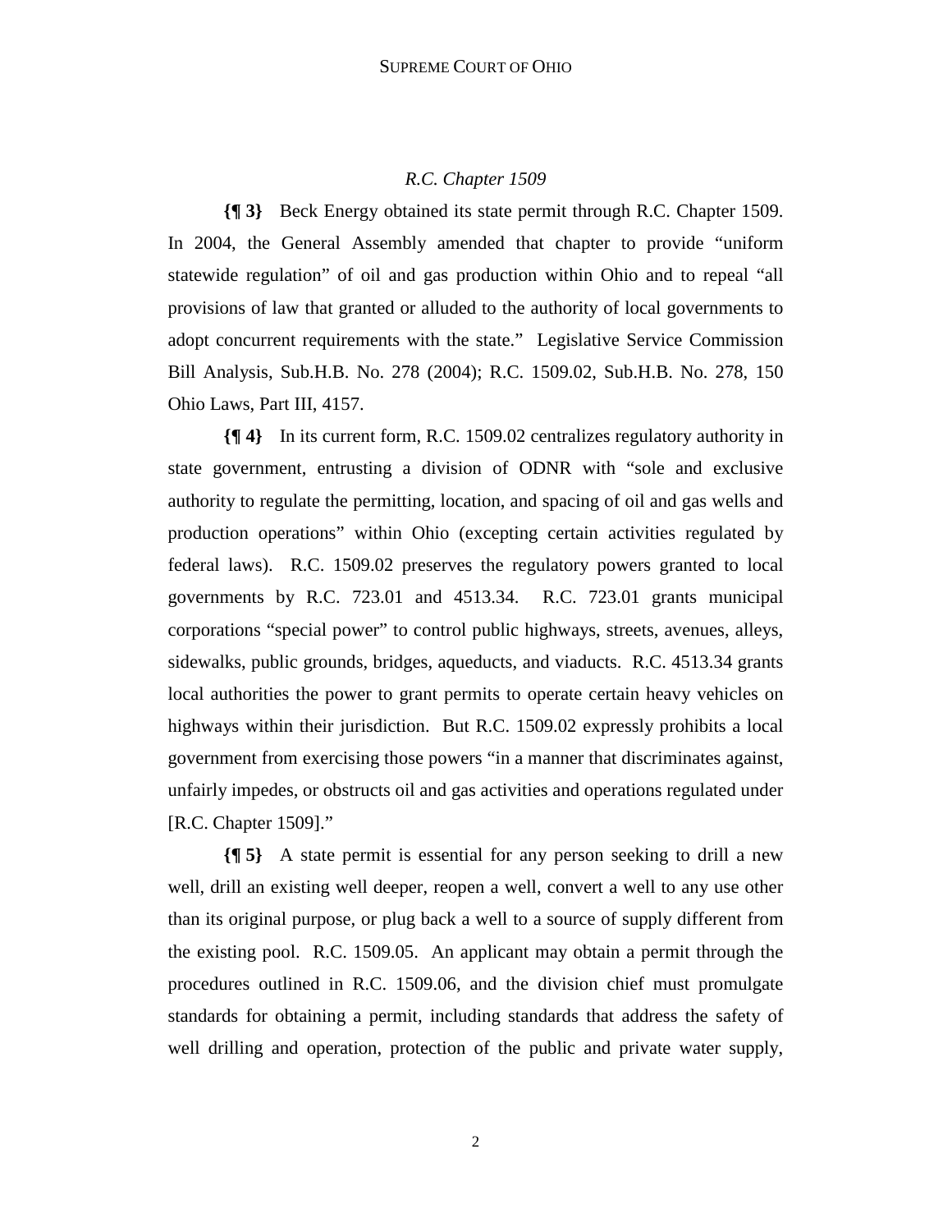*R.C. Chapter 1509*

**{¶ 3}** Beck Energy obtained its state permit through R.C. Chapter 1509. In 2004, the General Assembly amended that chapter to provide "uniform statewide regulation" of oil and gas production within Ohio and to repeal "all provisions of law that granted or alluded to the authority of local governments to adopt concurrent requirements with the state." Legislative Service Commission Bill Analysis, Sub.H.B. No. 278 (2004); R.C. 1509.02, Sub.H.B. No. 278, 150 Ohio Laws, Part III, 4157.

**{¶ 4}** In its current form, R.C. 1509.02 centralizes regulatory authority in state government, entrusting a division of ODNR with "sole and exclusive authority to regulate the permitting, location, and spacing of oil and gas wells and production operations" within Ohio (excepting certain activities regulated by federal laws). R.C. 1509.02 preserves the regulatory powers granted to local governments by R.C. 723.01 and 4513.34. R.C. 723.01 grants municipal corporations "special power" to control public highways, streets, avenues, alleys, sidewalks, public grounds, bridges, aqueducts, and viaducts. R.C. 4513.34 grants local authorities the power to grant permits to operate certain heavy vehicles on highways within their jurisdiction. But R.C. 1509.02 expressly prohibits a local government from exercising those powers "in a manner that discriminates against, unfairly impedes, or obstructs oil and gas activities and operations regulated under [R.C. Chapter 1509]."

**{¶ 5}** A state permit is essential for any person seeking to drill a new well, drill an existing well deeper, reopen a well, convert a well to any use other than its original purpose, or plug back a well to a source of supply different from the existing pool. R.C. 1509.05. An applicant may obtain a permit through the procedures outlined in R.C. 1509.06, and the division chief must promulgate standards for obtaining a permit, including standards that address the safety of well drilling and operation, protection of the public and private water supply,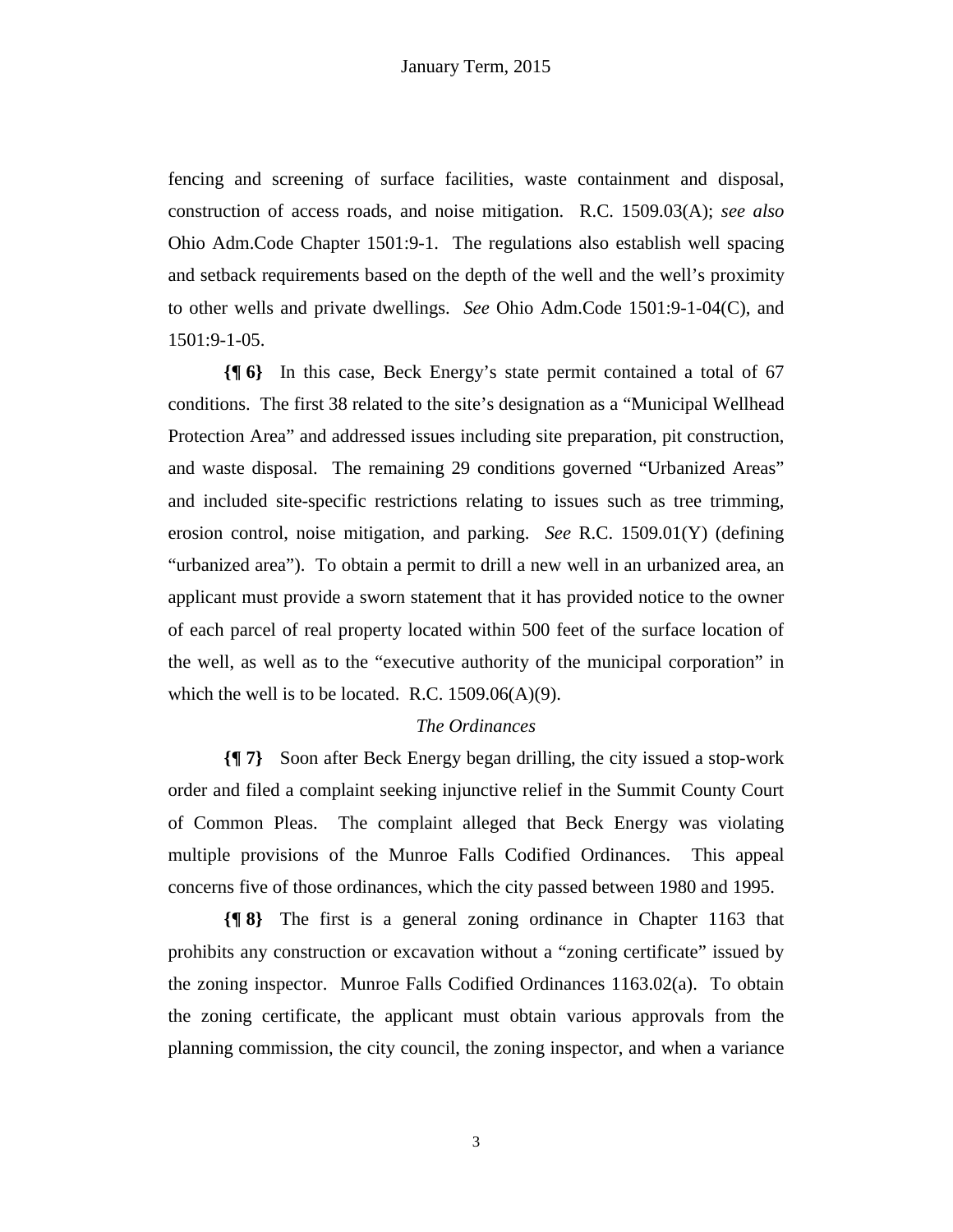fencing and screening of surface facilities, waste containment and disposal, construction of access roads, and noise mitigation. R.C. 1509.03(A); *see also* Ohio Adm.Code Chapter 1501:9-1. The regulations also establish well spacing and setback requirements based on the depth of the well and the well's proximity to other wells and private dwellings. *See* Ohio Adm.Code 1501:9-1-04(C), and 1501:9-1-05.

**{¶ 6}** In this case, Beck Energy's state permit contained a total of 67 conditions. The first 38 related to the site's designation as a "Municipal Wellhead Protection Area" and addressed issues including site preparation, pit construction, and waste disposal. The remaining 29 conditions governed "Urbanized Areas" and included site-specific restrictions relating to issues such as tree trimming, erosion control, noise mitigation, and parking. *See* R.C. 1509.01(Y) (defining "urbanized area"). To obtain a permit to drill a new well in an urbanized area, an applicant must provide a sworn statement that it has provided notice to the owner of each parcel of real property located within 500 feet of the surface location of the well, as well as to the "executive authority of the municipal corporation" in which the well is to be located. R.C. 1509.06(A)(9).

*The Ordinances*

**{¶ 7}** Soon after Beck Energy began drilling, the city issued a stop-work order and filed a complaint seeking injunctive relief in the Summit County Court of Common Pleas. The complaint alleged that Beck Energy was violating multiple provisions of the Munroe Falls Codified Ordinances. This appeal concerns five of those ordinances, which the city passed between 1980 and 1995.

**{¶ 8}** The first is a general zoning ordinance in Chapter 1163 that prohibits any construction or excavation without a "zoning certificate" issued by the zoning inspector. Munroe Falls Codified Ordinances 1163.02(a). To obtain the zoning certificate, the applicant must obtain various approvals from the planning commission, the city council, the zoning inspector, and when a variance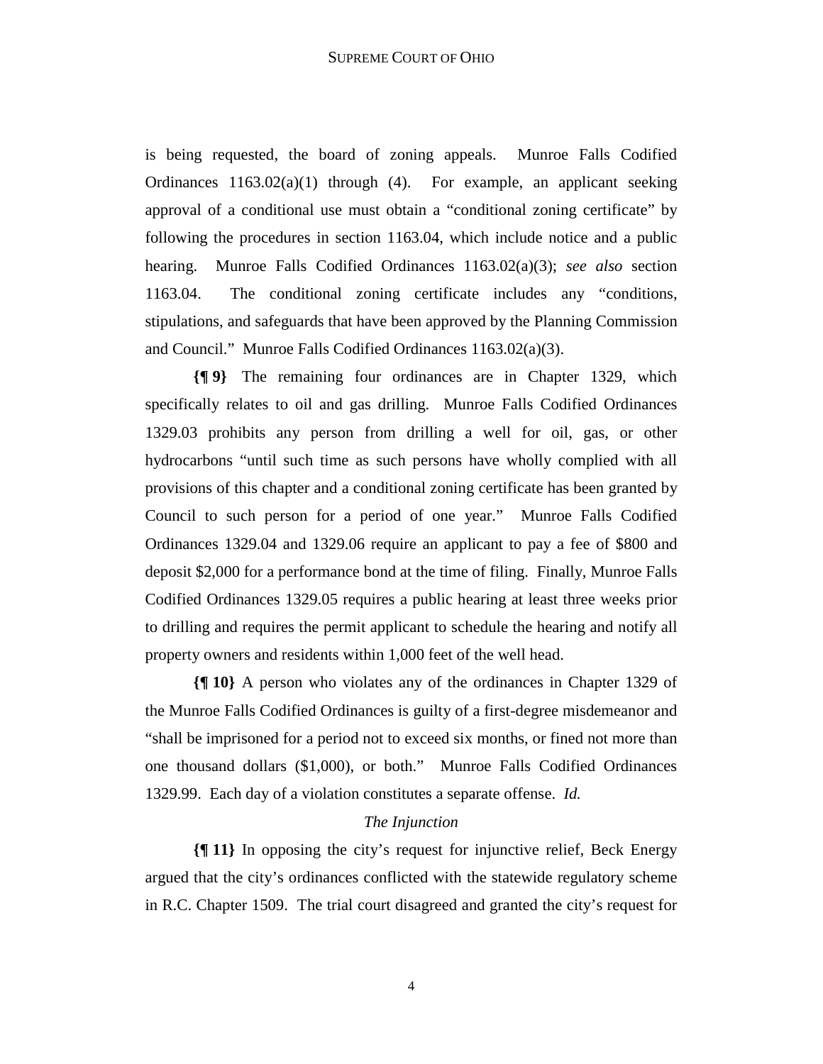is being requested, the board of zoning appeals. Munroe Falls Codified Ordinances 1163.02(a)(1) through (4). For example, an applicant seeking approval of a conditional use must obtain a "conditional zoning certificate" by following the procedures in section 1163.04, which include notice and a public hearing. Munroe Falls Codified Ordinances 1163.02(a)(3); *see also* section 1163.04. The conditional zoning certificate includes any "conditions, stipulations, and safeguards that have been approved by the Planning Commission and Council." Munroe Falls Codified Ordinances 1163.02(a)(3).

**{¶ 9}** The remaining four ordinances are in Chapter 1329, which specifically relates to oil and gas drilling. Munroe Falls Codified Ordinances 1329.03 prohibits any person from drilling a well for oil, gas, or other hydrocarbons "until such time as such persons have wholly complied with all provisions of this chapter and a conditional zoning certificate has been granted by Council to such person for a period of one year." Munroe Falls Codified Ordinances 1329.04 and 1329.06 require an applicant to pay a fee of $800 and deposit $2,000 for a performance bond at the time of filing. Finally, Munroe Falls Codified Ordinances 1329.05 requires a public hearing at least three weeks prior to drilling and requires the permit applicant to schedule the hearing and notify all property owners and residents within 1,000 feet of the well head.

**{¶ 10}** A person who violates any of the ordinances in Chapter 1329 of the Munroe Falls Codified Ordinances is guilty of a first-degree misdemeanor and "shall be imprisoned for a period not to exceed six months, or fined not more than one thousand dollars ($1,000), or both." Munroe Falls Codified Ordinances 1329.99. Each day of a violation constitutes a separate offense. *Id.*

*The Injunction*

**{¶ 11}** In opposing the city's request for injunctive relief, Beck Energy argued that the city's ordinances conflicted with the statewide regulatory scheme in R.C. Chapter 1509. The trial court disagreed and granted the city's request for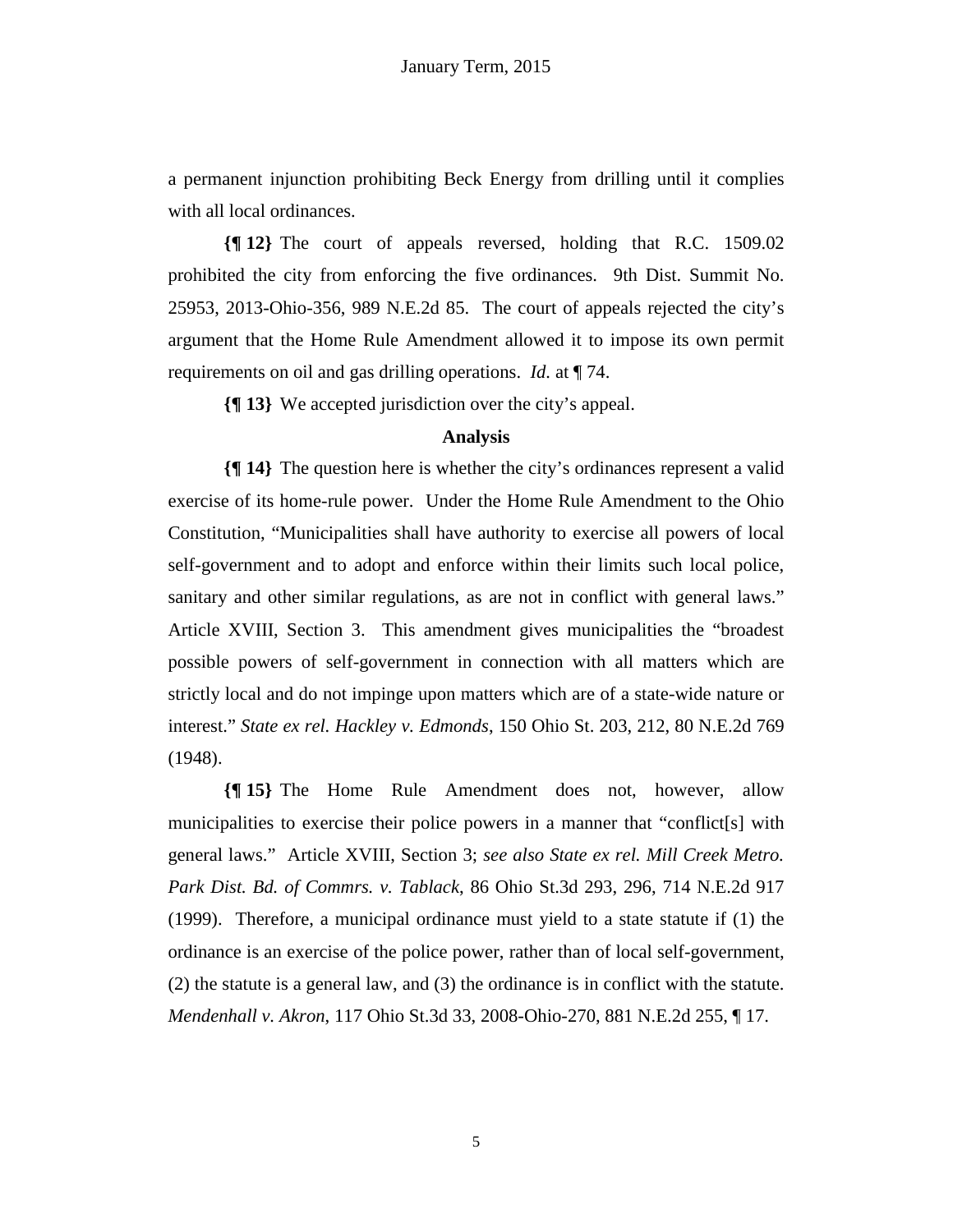a permanent injunction prohibiting Beck Energy from drilling until it complies with all local ordinances.

**{¶ 12}** The court of appeals reversed, holding that R.C. 1509.02 prohibited the city from enforcing the five ordinances. 9th Dist. Summit No. 25953, 2013-Ohio-356, 989 N.E.2d 85. The court of appeals rejected the city's argument that the Home Rule Amendment allowed it to impose its own permit requirements on oil and gas drilling operations. *Id.* at ¶ 74.

**{¶ 13}** We accepted jurisdiction over the city's appeal.

### Analysis

**{¶ 14}** The question here is whether the city's ordinances represent a valid exercise of its home-rule power. Under the Home Rule Amendment to the Ohio Constitution, "Municipalities shall have authority to exercise all powers of local self-government and to adopt and enforce within their limits such local police, sanitary and other similar regulations, as are not in conflict with general laws." Article XVIII, Section 3. This amendment gives municipalities the "broadest possible powers of self-government in connection with all matters which are strictly local and do not impinge upon matters which are of a state-wide nature or interest." *State ex rel. Hackley v. Edmonds*, 150 Ohio St. 203, 212, 80 N.E.2d 769 (1948).

**{¶ 15}** The Home Rule Amendment does not, however, allow municipalities to exercise their police powers in a manner that "conflict[s] with general laws." Article XVIII, Section 3; *see also State ex rel. Mill Creek Metro. Park Dist. Bd. of Commrs. v. Tablack*, 86 Ohio St.3d 293, 296, 714 N.E.2d 917 (1999). Therefore, a municipal ordinance must yield to a state statute if (1) the ordinance is an exercise of the police power, rather than of local self-government, (2) the statute is a general law, and (3) the ordinance is in conflict with the statute. *Mendenhall v. Akron*, 117 Ohio St.3d 33, 2008-Ohio-270, 881 N.E.2d 255, ¶ 17.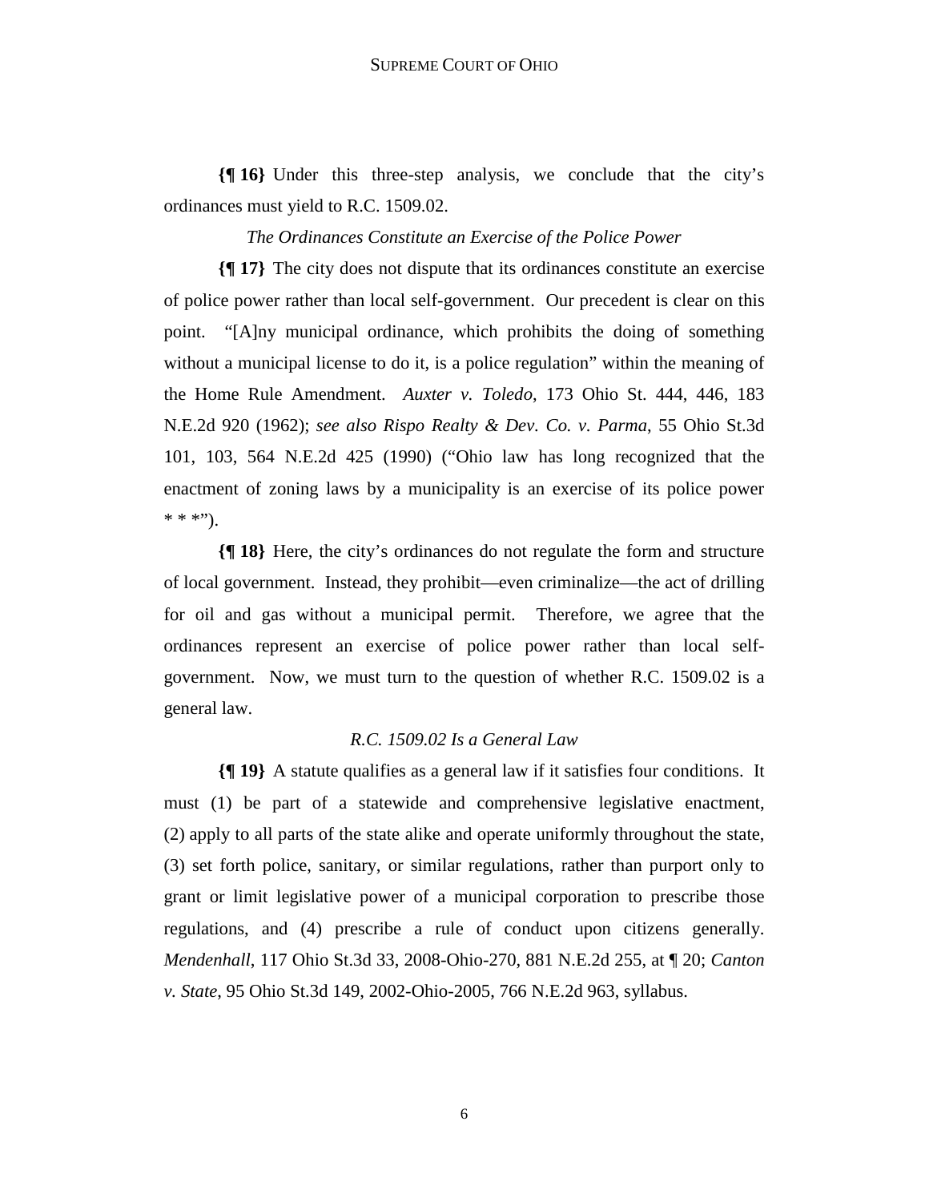**{¶ 16}** Under this three-step analysis, we conclude that the city's ordinances must yield to R.C. 1509.02.

*The Ordinances Constitute an Exercise of the Police Power*

**{¶ 17}** The city does not dispute that its ordinances constitute an exercise of police power rather than local self-government. Our precedent is clear on this point. "[A]ny municipal ordinance, which prohibits the doing of something without a municipal license to do it, is a police regulation" within the meaning of the Home Rule Amendment. *Auxter v. Toledo*, 173 Ohio St. 444, 446, 183 N.E.2d 920 (1962); *see also Rispo Realty & Dev. Co. v. Parma*, 55 Ohio St.3d 101, 103, 564 N.E.2d 425 (1990) ("Ohio law has long recognized that the enactment of zoning laws by a municipality is an exercise of its police power * * *").

**{¶ 18}** Here, the city's ordinances do not regulate the form and structure of local government. Instead, they prohibit—even criminalize—the act of drilling for oil and gas without a municipal permit. Therefore, we agree that the ordinances represent an exercise of police power rather than local self-government. Now, we must turn to the question of whether R.C. 1509.02 is a general law.

*R.C. 1509.02 Is a General Law*

**{¶ 19}** A statute qualifies as a general law if it satisfies four conditions. It must (1) be part of a statewide and comprehensive legislative enactment, (2) apply to all parts of the state alike and operate uniformly throughout the state, (3) set forth police, sanitary, or similar regulations, rather than purport only to grant or limit legislative power of a municipal corporation to prescribe those regulations, and (4) prescribe a rule of conduct upon citizens generally. *Mendenhall*, 117 Ohio St.3d 33, 2008-Ohio-270, 881 N.E.2d 255, at ¶ 20; *Canton v. State*, 95 Ohio St.3d 149, 2002-Ohio-2005, 766 N.E.2d 963, syllabus.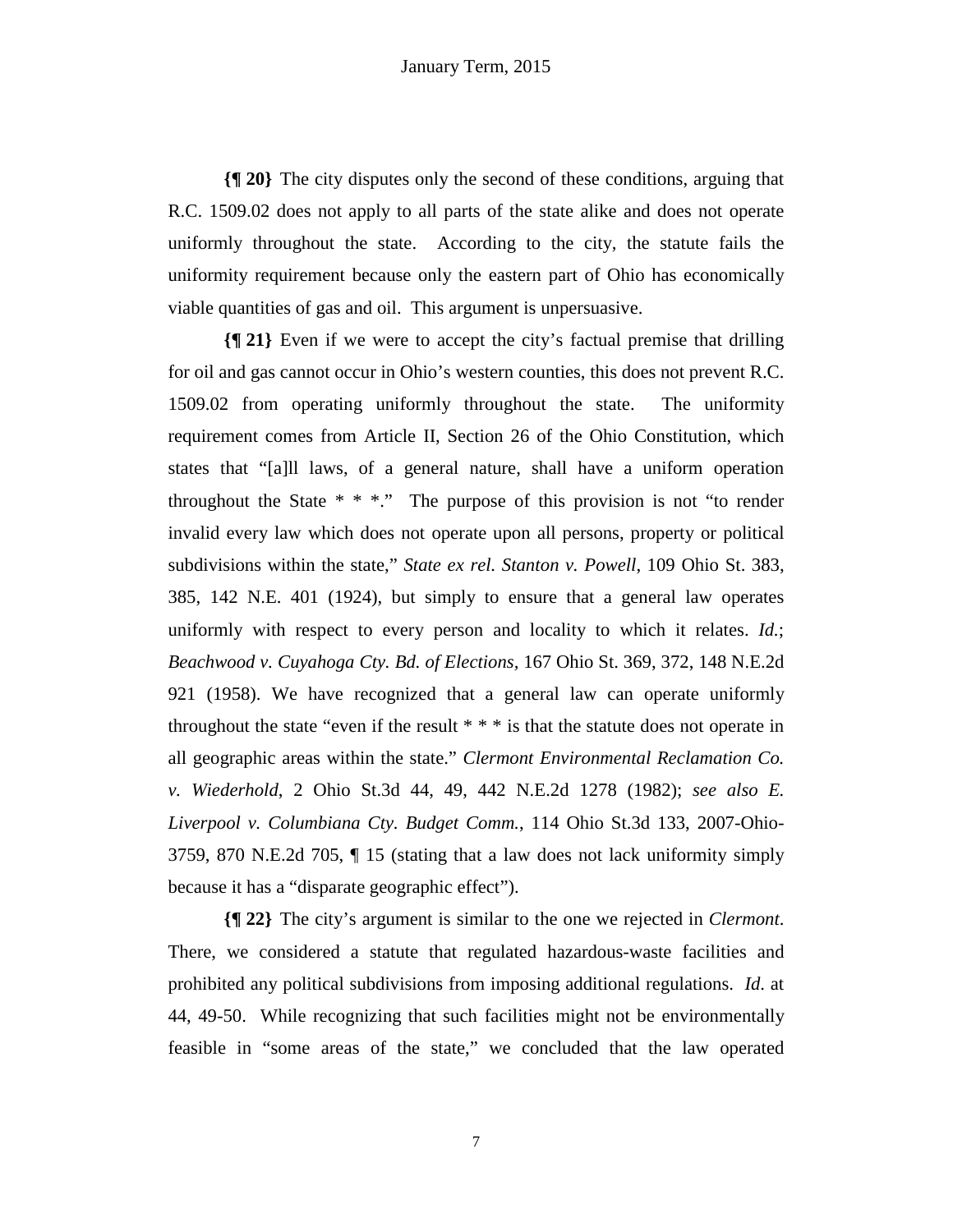**{¶ 20}** The city disputes only the second of these conditions, arguing that R.C. 1509.02 does not apply to all parts of the state alike and does not operate uniformly throughout the state. According to the city, the statute fails the uniformity requirement because only the eastern part of Ohio has economically viable quantities of gas and oil. This argument is unpersuasive.

**{¶ 21}** Even if we were to accept the city's factual premise that drilling for oil and gas cannot occur in Ohio's western counties, this does not prevent R.C. 1509.02 from operating uniformly throughout the state. The uniformity requirement comes from Article II, Section 26 of the Ohio Constitution, which states that "[a]ll laws, of a general nature, shall have a uniform operation throughout the State * * *." The purpose of this provision is not "to render invalid every law which does not operate upon all persons, property or political subdivisions within the state," *State ex rel. Stanton v. Powell*, 109 Ohio St. 383, 385, 142 N.E. 401 (1924), but simply to ensure that a general law operates uniformly with respect to every person and locality to which it relates. *Id.*; *Beachwood v. Cuyahoga Cty. Bd. of Elections*, 167 Ohio St. 369, 372, 148 N.E.2d 921 (1958). We have recognized that a general law can operate uniformly throughout the state "even if the result * * * is that the statute does not operate in all geographic areas within the state." *Clermont Environmental Reclamation Co. v. Wiederhold*, 2 Ohio St.3d 44, 49, 442 N.E.2d 1278 (1982); *see also E. Liverpool v. Columbiana Cty. Budget Comm.*, 114 Ohio St.3d 133, 2007-Ohio-3759, 870 N.E.2d 705, ¶ 15 (stating that a law does not lack uniformity simply because it has a "disparate geographic effect").

**{¶ 22}** The city's argument is similar to the one we rejected in *Clermont*. There, we considered a statute that regulated hazardous-waste facilities and prohibited any political subdivisions from imposing additional regulations. *Id.* at 44, 49-50. While recognizing that such facilities might not be environmentally feasible in "some areas of the state," we concluded that the law operated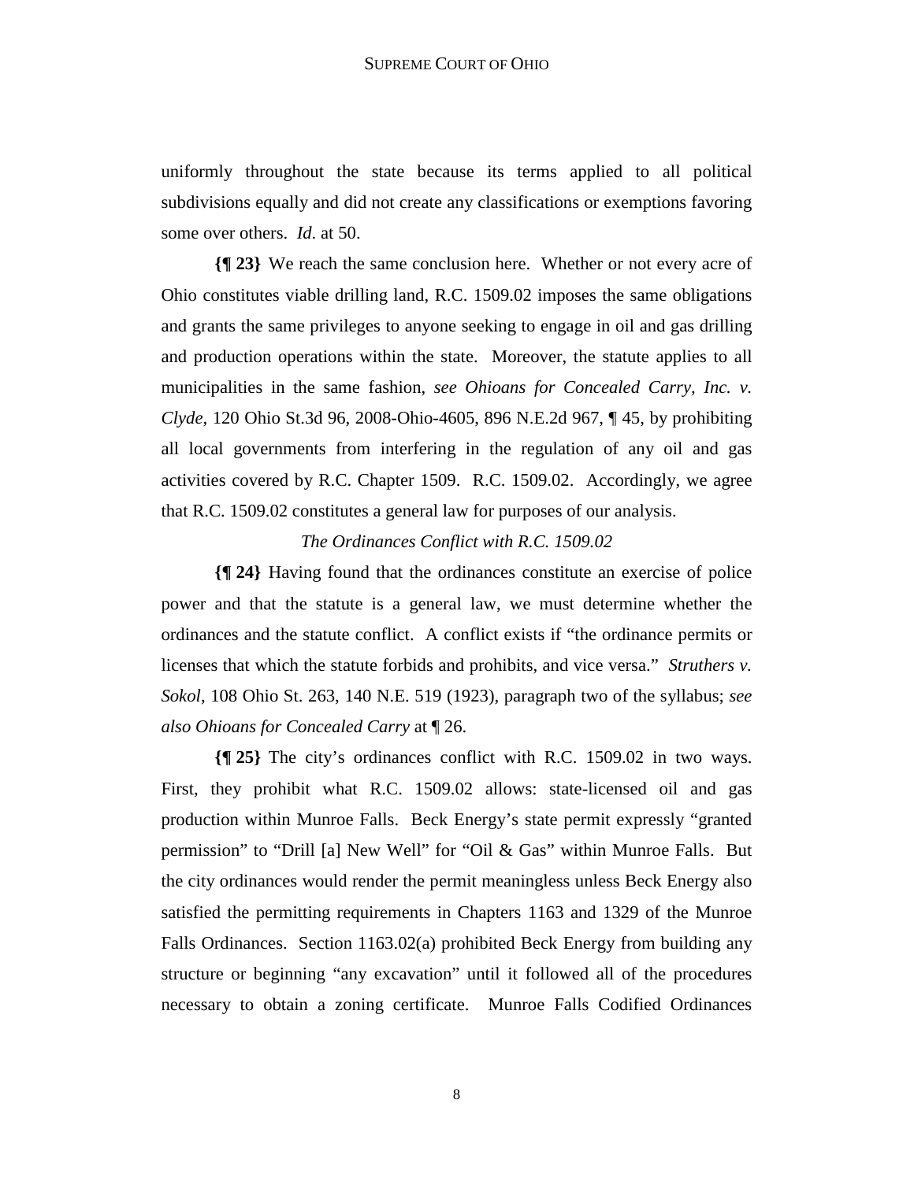uniformly throughout the state because its terms applied to all political subdivisions equally and did not create any classifications or exemptions favoring some over others. *Id*. at 50.

**{¶ 23}** We reach the same conclusion here. Whether or not every acre of Ohio constitutes viable drilling land, R.C. 1509.02 imposes the same obligations and grants the same privileges to anyone seeking to engage in oil and gas drilling and production operations within the state. Moreover, the statute applies to all municipalities in the same fashion, *see Ohioans for Concealed Carry, Inc. v. Clyde*, 120 Ohio St.3d 96, 2008-Ohio-4605, 896 N.E.2d 967, ¶ 45, by prohibiting all local governments from interfering in the regulation of any oil and gas activities covered by R.C. Chapter 1509. R.C. 1509.02. Accordingly, we agree that R.C. 1509.02 constitutes a general law for purposes of our analysis.

*The Ordinances Conflict with R.C. 1509.02*

**{¶ 24}** Having found that the ordinances constitute an exercise of police power and that the statute is a general law, we must determine whether the ordinances and the statute conflict. A conflict exists if "the ordinance permits or licenses that which the statute forbids and prohibits, and vice versa." *Struthers v. Sokol*, 108 Ohio St. 263, 140 N.E. 519 (1923), paragraph two of the syllabus; *see also Ohioans for Concealed Carry* at ¶ 26.

**{¶ 25}** The city's ordinances conflict with R.C. 1509.02 in two ways. First, they prohibit what R.C. 1509.02 allows: state-licensed oil and gas production within Munroe Falls. Beck Energy's state permit expressly "granted permission" to "Drill [a] New Well" for "Oil & Gas" within Munroe Falls. But the city ordinances would render the permit meaningless unless Beck Energy also satisfied the permitting requirements in Chapters 1163 and 1329 of the Munroe Falls Ordinances. Section 1163.02(a) prohibited Beck Energy from building any structure or beginning "any excavation" until it followed all of the procedures necessary to obtain a zoning certificate. Munroe Falls Codified Ordinances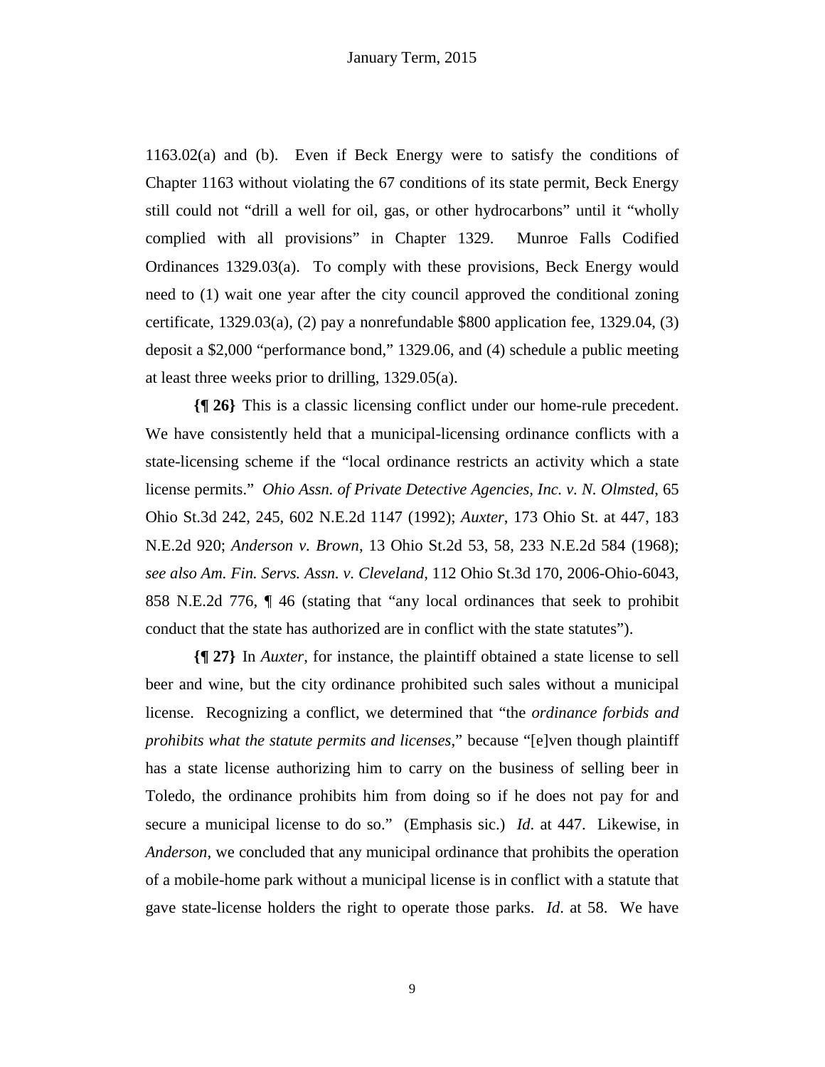1163.02(a) and (b). Even if Beck Energy were to satisfy the conditions of Chapter 1163 without violating the 67 conditions of its state permit, Beck Energy still could not "drill a well for oil, gas, or other hydrocarbons" until it "wholly complied with all provisions" in Chapter 1329. Munroe Falls Codified Ordinances 1329.03(a). To comply with these provisions, Beck Energy would need to (1) wait one year after the city council approved the conditional zoning certificate, 1329.03(a), (2) pay a nonrefundable $800 application fee, 1329.04, (3) deposit a $2,000 "performance bond," 1329.06, and (4) schedule a public meeting at least three weeks prior to drilling, 1329.05(a).

**{¶ 26}** This is a classic licensing conflict under our home-rule precedent. We have consistently held that a municipal-licensing ordinance conflicts with a state-licensing scheme if the "local ordinance restricts an activity which a state license permits." *Ohio Assn. of Private Detective Agencies, Inc. v. N. Olmsted*, 65 Ohio St.3d 242, 245, 602 N.E.2d 1147 (1992); *Auxter*, 173 Ohio St. at 447, 183 N.E.2d 920; *Anderson v. Brown*, 13 Ohio St.2d 53, 58, 233 N.E.2d 584 (1968); *see also Am. Fin. Servs. Assn. v. Cleveland*, 112 Ohio St.3d 170, 2006-Ohio-6043, 858 N.E.2d 776, ¶ 46 (stating that "any local ordinances that seek to prohibit conduct that the state has authorized are in conflict with the state statutes").

**{¶ 27}** In *Auxter*, for instance, the plaintiff obtained a state license to sell beer and wine, but the city ordinance prohibited such sales without a municipal license. Recognizing a conflict, we determined that "the *ordinance forbids and prohibits what the statute permits and licenses*," because "[e]ven though plaintiff has a state license authorizing him to carry on the business of selling beer in Toledo, the ordinance prohibits him from doing so if he does not pay for and secure a municipal license to do so." (Emphasis sic.) *Id*. at 447. Likewise, in *Anderson*, we concluded that any municipal ordinance that prohibits the operation of a mobile-home park without a municipal license is in conflict with a statute that gave state-license holders the right to operate those parks. *Id*. at 58. We have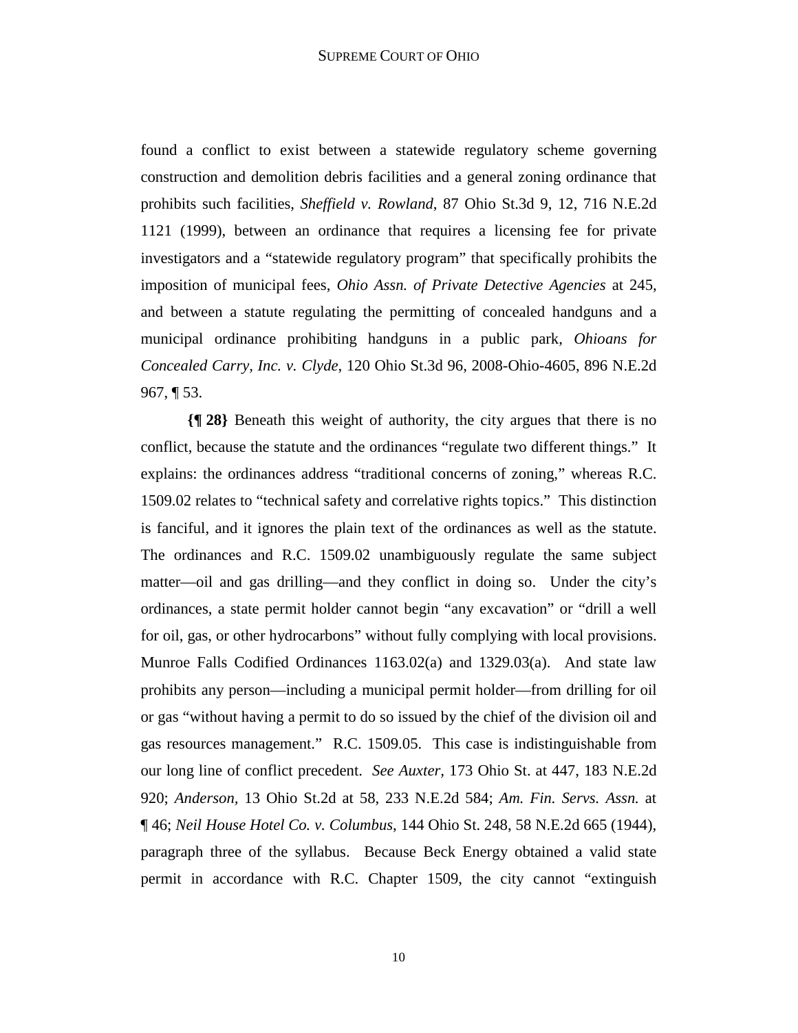found a conflict to exist between a statewide regulatory scheme governing construction and demolition debris facilities and a general zoning ordinance that prohibits such facilities, *Sheffield v. Rowland*, 87 Ohio St.3d 9, 12, 716 N.E.2d 1121 (1999), between an ordinance that requires a licensing fee for private investigators and a "statewide regulatory program" that specifically prohibits the imposition of municipal fees, *Ohio Assn. of Private Detective Agencies* at 245, and between a statute regulating the permitting of concealed handguns and a municipal ordinance prohibiting handguns in a public park, *Ohioans for Concealed Carry, Inc. v. Clyde*, 120 Ohio St.3d 96, 2008-Ohio-4605, 896 N.E.2d 967, ¶ 53.

**{¶ 28}** Beneath this weight of authority, the city argues that there is no conflict, because the statute and the ordinances "regulate two different things." It explains: the ordinances address "traditional concerns of zoning," whereas R.C. 1509.02 relates to "technical safety and correlative rights topics." This distinction is fanciful, and it ignores the plain text of the ordinances as well as the statute. The ordinances and R.C. 1509.02 unambiguously regulate the same subject matter—oil and gas drilling—and they conflict in doing so. Under the city's ordinances, a state permit holder cannot begin "any excavation" or "drill a well for oil, gas, or other hydrocarbons" without fully complying with local provisions. Munroe Falls Codified Ordinances 1163.02(a) and 1329.03(a). And state law prohibits any person—including a municipal permit holder—from drilling for oil or gas "without having a permit to do so issued by the chief of the division oil and gas resources management." R.C. 1509.05. This case is indistinguishable from our long line of conflict precedent. *See Auxter*, 173 Ohio St. at 447, 183 N.E.2d 920; *Anderson*, 13 Ohio St.2d at 58, 233 N.E.2d 584; *Am. Fin. Servs. Assn.* at ¶ 46; *Neil House Hotel Co. v. Columbus*, 144 Ohio St. 248, 58 N.E.2d 665 (1944), paragraph three of the syllabus. Because Beck Energy obtained a valid state permit in accordance with R.C. Chapter 1509, the city cannot "extinguish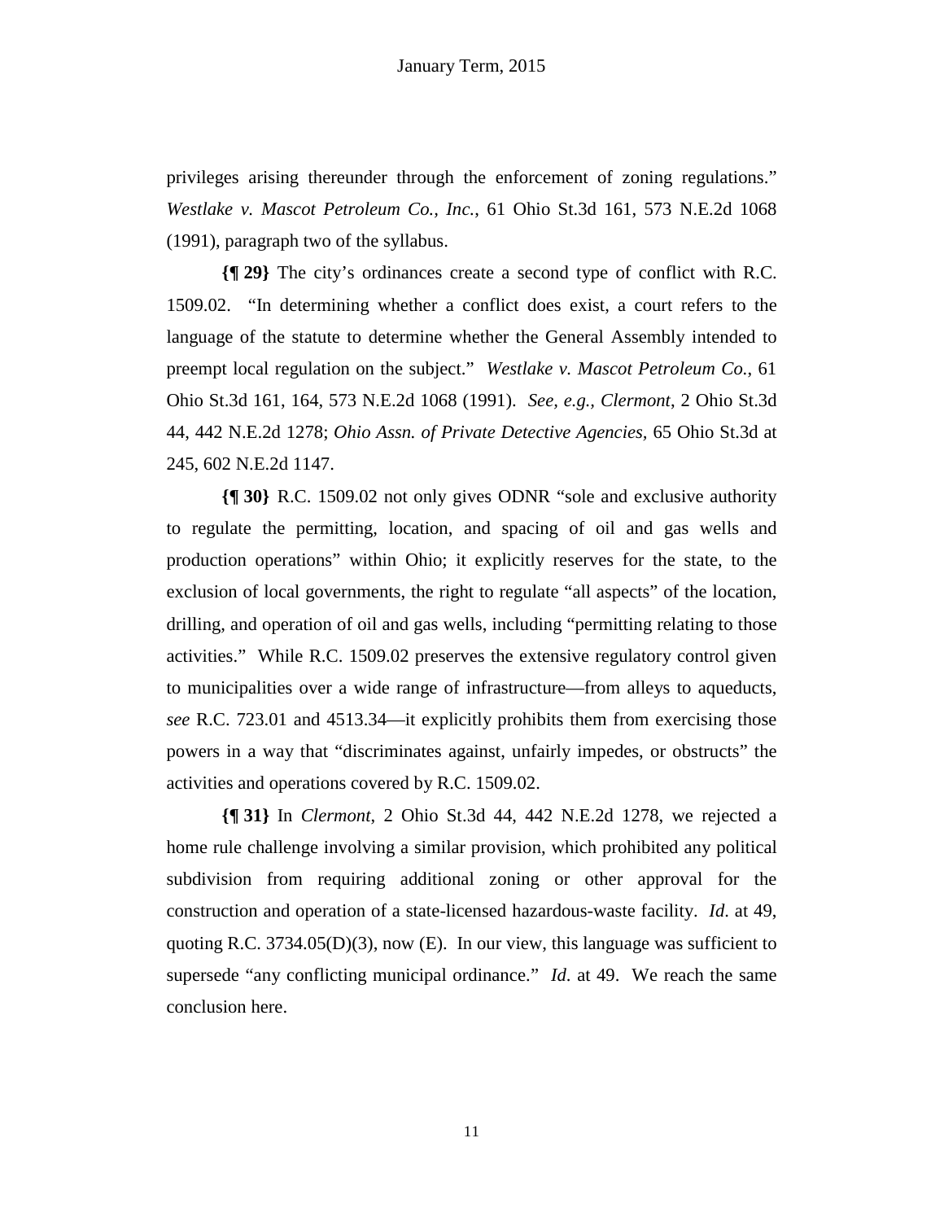privileges arising thereunder through the enforcement of zoning regulations." *Westlake v. Mascot Petroleum Co., Inc.*, 61 Ohio St.3d 161, 573 N.E.2d 1068 (1991), paragraph two of the syllabus.

**{¶ 29}** The city's ordinances create a second type of conflict with R.C. 1509.02. "In determining whether a conflict does exist, a court refers to the language of the statute to determine whether the General Assembly intended to preempt local regulation on the subject." *Westlake v. Mascot Petroleum Co.*, 61 Ohio St.3d 161, 164, 573 N.E.2d 1068 (1991). *See, e.g., Clermont*, 2 Ohio St.3d 44, 442 N.E.2d 1278; *Ohio Assn. of Private Detective Agencies*, 65 Ohio St.3d at 245, 602 N.E.2d 1147.

**{¶ 30}** R.C. 1509.02 not only gives ODNR "sole and exclusive authority to regulate the permitting, location, and spacing of oil and gas wells and production operations" within Ohio; it explicitly reserves for the state, to the exclusion of local governments, the right to regulate "all aspects" of the location, drilling, and operation of oil and gas wells, including "permitting relating to those activities." While R.C. 1509.02 preserves the extensive regulatory control given to municipalities over a wide range of infrastructure—from alleys to aqueducts, *see* R.C. 723.01 and 4513.34—it explicitly prohibits them from exercising those powers in a way that "discriminates against, unfairly impedes, or obstructs" the activities and operations covered by R.C. 1509.02.

**{¶ 31}** In *Clermont*, 2 Ohio St.3d 44, 442 N.E.2d 1278, we rejected a home rule challenge involving a similar provision, which prohibited any political subdivision from requiring additional zoning or other approval for the construction and operation of a state-licensed hazardous-waste facility. *Id*. at 49, quoting R.C. 3734.05(D)(3), now (E). In our view, this language was sufficient to supersede "any conflicting municipal ordinance." *Id*. at 49. We reach the same conclusion here.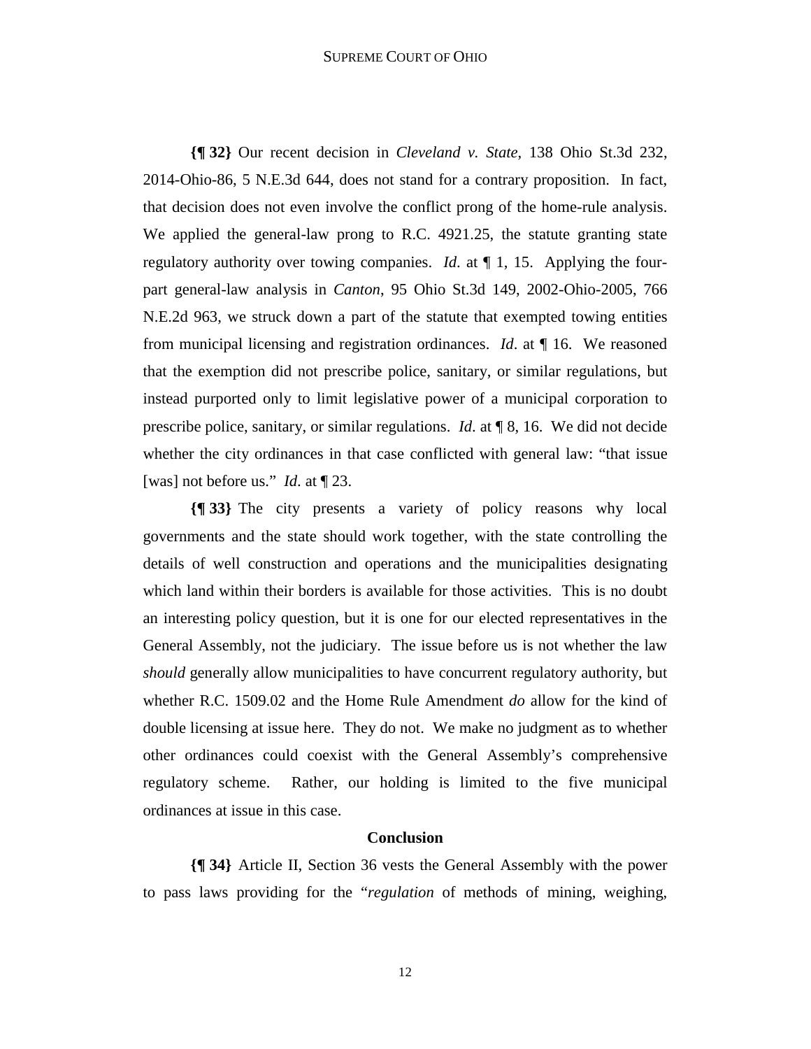**{¶ 32}** Our recent decision in *Cleveland v. State*, 138 Ohio St.3d 232, 2014-Ohio-86, 5 N.E.3d 644, does not stand for a contrary proposition. In fact, that decision does not even involve the conflict prong of the home-rule analysis. We applied the general-law prong to R.C. 4921.25, the statute granting state regulatory authority over towing companies. *Id*. at ¶ 1, 15. Applying the four-part general-law analysis in *Canton*, 95 Ohio St.3d 149, 2002-Ohio-2005, 766 N.E.2d 963, we struck down a part of the statute that exempted towing entities from municipal licensing and registration ordinances. *Id*. at ¶ 16. We reasoned that the exemption did not prescribe police, sanitary, or similar regulations, but instead purported only to limit legislative power of a municipal corporation to prescribe police, sanitary, or similar regulations. *Id*. at ¶ 8, 16. We did not decide whether the city ordinances in that case conflicted with general law: "that issue [was] not before us." *Id*. at ¶ 23.

**{¶ 33}** The city presents a variety of policy reasons why local governments and the state should work together, with the state controlling the details of well construction and operations and the municipalities designating which land within their borders is available for those activities. This is no doubt an interesting policy question, but it is one for our elected representatives in the General Assembly, not the judiciary. The issue before us is not whether the law *should* generally allow municipalities to have concurrent regulatory authority, but whether R.C. 1509.02 and the Home Rule Amendment *do* allow for the kind of double licensing at issue here. They do not. We make no judgment as to whether other ordinances could coexist with the General Assembly's comprehensive regulatory scheme. Rather, our holding is limited to the five municipal ordinances at issue in this case.

### Conclusion

**{¶ 34}** Article II, Section 36 vests the General Assembly with the power to pass laws providing for the "*regulation* of methods of mining, weighing,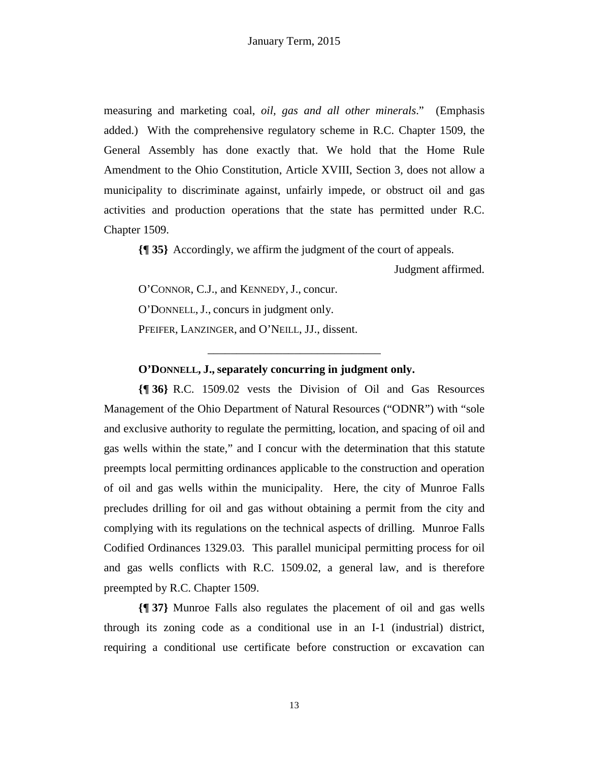measuring and marketing coal, *oil, gas and all other minerals*." (Emphasis added.) With the comprehensive regulatory scheme in R.C. Chapter 1509, the General Assembly has done exactly that. We hold that the Home Rule Amendment to the Ohio Constitution, Article XVIII, Section 3, does not allow a municipality to discriminate against, unfairly impede, or obstruct oil and gas activities and production operations that the state has permitted under R.C. Chapter 1509.

**{¶ 35}** Accordingly, we affirm the judgment of the court of appeals.

Judgment affirmed.

O'CONNOR, C.J., and KENNEDY, J., concur.

O'DONNELL, J., concurs in judgment only.

PFEIFER, LANZINGER, and O'NEILL, JJ., dissent.

---

**O'DONNELL, J., separately concurring in judgment only.**

**{¶ 36}** R.C. 1509.02 vests the Division of Oil and Gas Resources Management of the Ohio Department of Natural Resources ("ODNR") with "sole and exclusive authority to regulate the permitting, location, and spacing of oil and gas wells within the state," and I concur with the determination that this statute preempts local permitting ordinances applicable to the construction and operation of oil and gas wells within the municipality. Here, the city of Munroe Falls precludes drilling for oil and gas without obtaining a permit from the city and complying with its regulations on the technical aspects of drilling. Munroe Falls Codified Ordinances 1329.03. This parallel municipal permitting process for oil and gas wells conflicts with R.C. 1509.02, a general law, and is therefore preempted by R.C. Chapter 1509.

**{¶ 37}** Munroe Falls also regulates the placement of oil and gas wells through its zoning code as a conditional use in an I-1 (industrial) district, requiring a conditional use certificate before construction or excavation can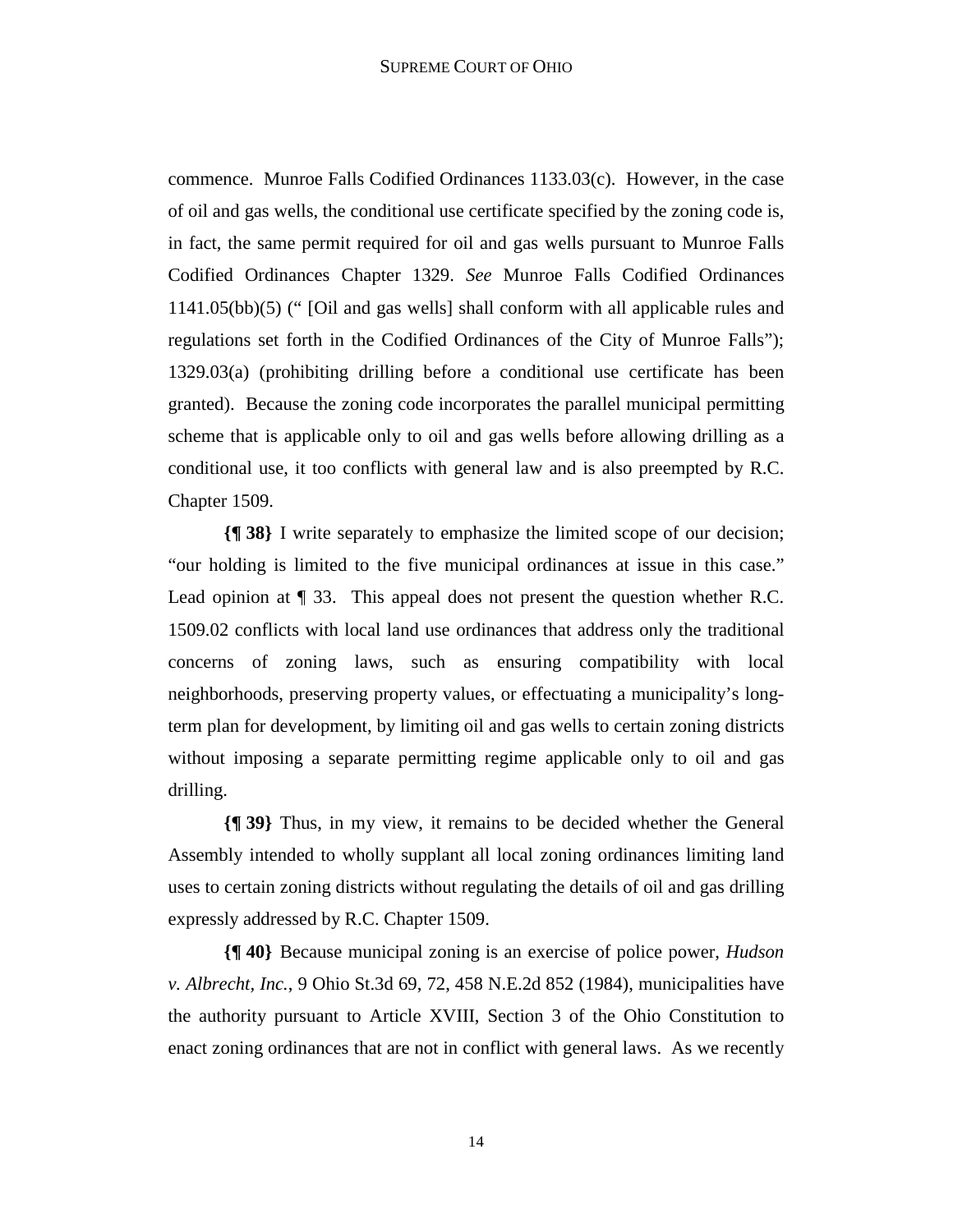commence. Munroe Falls Codified Ordinances 1133.03(c). However, in the case of oil and gas wells, the conditional use certificate specified by the zoning code is, in fact, the same permit required for oil and gas wells pursuant to Munroe Falls Codified Ordinances Chapter 1329. *See* Munroe Falls Codified Ordinances 1141.05(bb)(5) (" [Oil and gas wells] shall conform with all applicable rules and regulations set forth in the Codified Ordinances of the City of Munroe Falls"); 1329.03(a) (prohibiting drilling before a conditional use certificate has been granted). Because the zoning code incorporates the parallel municipal permitting scheme that is applicable only to oil and gas wells before allowing drilling as a conditional use, it too conflicts with general law and is also preempted by R.C. Chapter 1509.

**{¶ 38}** I write separately to emphasize the limited scope of our decision; "our holding is limited to the five municipal ordinances at issue in this case." Lead opinion at ¶ 33. This appeal does not present the question whether R.C. 1509.02 conflicts with local land use ordinances that address only the traditional concerns of zoning laws, such as ensuring compatibility with local neighborhoods, preserving property values, or effectuating a municipality's long-term plan for development, by limiting oil and gas wells to certain zoning districts without imposing a separate permitting regime applicable only to oil and gas drilling.

**{¶ 39}** Thus, in my view, it remains to be decided whether the General Assembly intended to wholly supplant all local zoning ordinances limiting land uses to certain zoning districts without regulating the details of oil and gas drilling expressly addressed by R.C. Chapter 1509.

**{¶ 40}** Because municipal zoning is an exercise of police power, *Hudson v. Albrecht, Inc.*, 9 Ohio St.3d 69, 72, 458 N.E.2d 852 (1984), municipalities have the authority pursuant to Article XVIII, Section 3 of the Ohio Constitution to enact zoning ordinances that are not in conflict with general laws. As we recently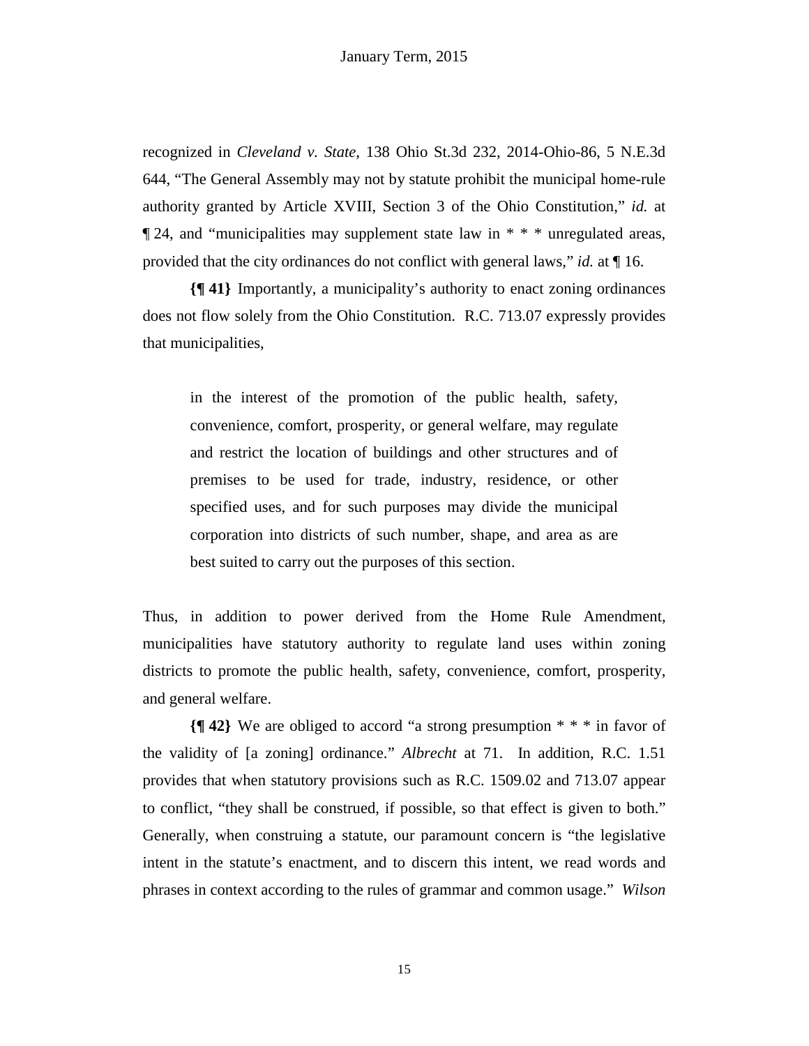recognized in *Cleveland v. State*, 138 Ohio St.3d 232, 2014-Ohio-86, 5 N.E.3d 644, "The General Assembly may not by statute prohibit the municipal home-rule authority granted by Article XVIII, Section 3 of the Ohio Constitution," *id.* at ¶ 24, and "municipalities may supplement state law in * * * unregulated areas, provided that the city ordinances do not conflict with general laws," *id.* at ¶ 16.

**{¶ 41}** Importantly, a municipality's authority to enact zoning ordinances does not flow solely from the Ohio Constitution. R.C. 713.07 expressly provides that municipalities,

> in the interest of the promotion of the public health, safety, convenience, comfort, prosperity, or general welfare, may regulate and restrict the location of buildings and other structures and of premises to be used for trade, industry, residence, or other specified uses, and for such purposes may divide the municipal corporation into districts of such number, shape, and area as are best suited to carry out the purposes of this section.

Thus, in addition to power derived from the Home Rule Amendment, municipalities have statutory authority to regulate land uses within zoning districts to promote the public health, safety, convenience, comfort, prosperity, and general welfare.

**{¶ 42}** We are obliged to accord "a strong presumption * * * in favor of the validity of [a zoning] ordinance." *Albrecht* at 71. In addition, R.C. 1.51 provides that when statutory provisions such as R.C. 1509.02 and 713.07 appear to conflict, "they shall be construed, if possible, so that effect is given to both." Generally, when construing a statute, our paramount concern is "the legislative intent in the statute's enactment, and to discern this intent, we read words and phrases in context according to the rules of grammar and common usage." *Wilson*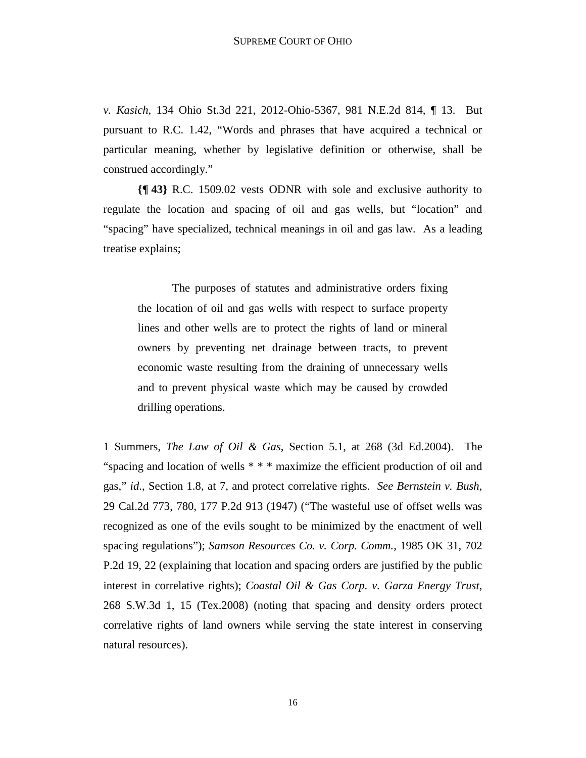*v. Kasich*, 134 Ohio St.3d 221, 2012-Ohio-5367, 981 N.E.2d 814, ¶ 13. But pursuant to R.C. 1.42, "Words and phrases that have acquired a technical or particular meaning, whether by legislative definition or otherwise, shall be construed accordingly."

**{¶ 43}** R.C. 1509.02 vests ODNR with sole and exclusive authority to regulate the location and spacing of oil and gas wells, but "location" and "spacing" have specialized, technical meanings in oil and gas law. As a leading treatise explains;

> The purposes of statutes and administrative orders fixing the location of oil and gas wells with respect to surface property lines and other wells are to protect the rights of land or mineral owners by preventing net drainage between tracts, to prevent economic waste resulting from the draining of unnecessary wells and to prevent physical waste which may be caused by crowded drilling operations.

1 Summers, *The Law of Oil & Gas*, Section 5.1, at 268 (3d Ed.2004). The "spacing and location of wells * * * maximize the efficient production of oil and gas," *id.*, Section 1.8, at 7, and protect correlative rights. *See Bernstein v. Bush*, 29 Cal.2d 773, 780, 177 P.2d 913 (1947) ("The wasteful use of offset wells was recognized as one of the evils sought to be minimized by the enactment of well spacing regulations"); *Samson Resources Co. v. Corp. Comm.*, 1985 OK 31, 702 P.2d 19, 22 (explaining that location and spacing orders are justified by the public interest in correlative rights); *Coastal Oil & Gas Corp. v. Garza Energy Trust*, 268 S.W.3d 1, 15 (Tex.2008) (noting that spacing and density orders protect correlative rights of land owners while serving the state interest in conserving natural resources).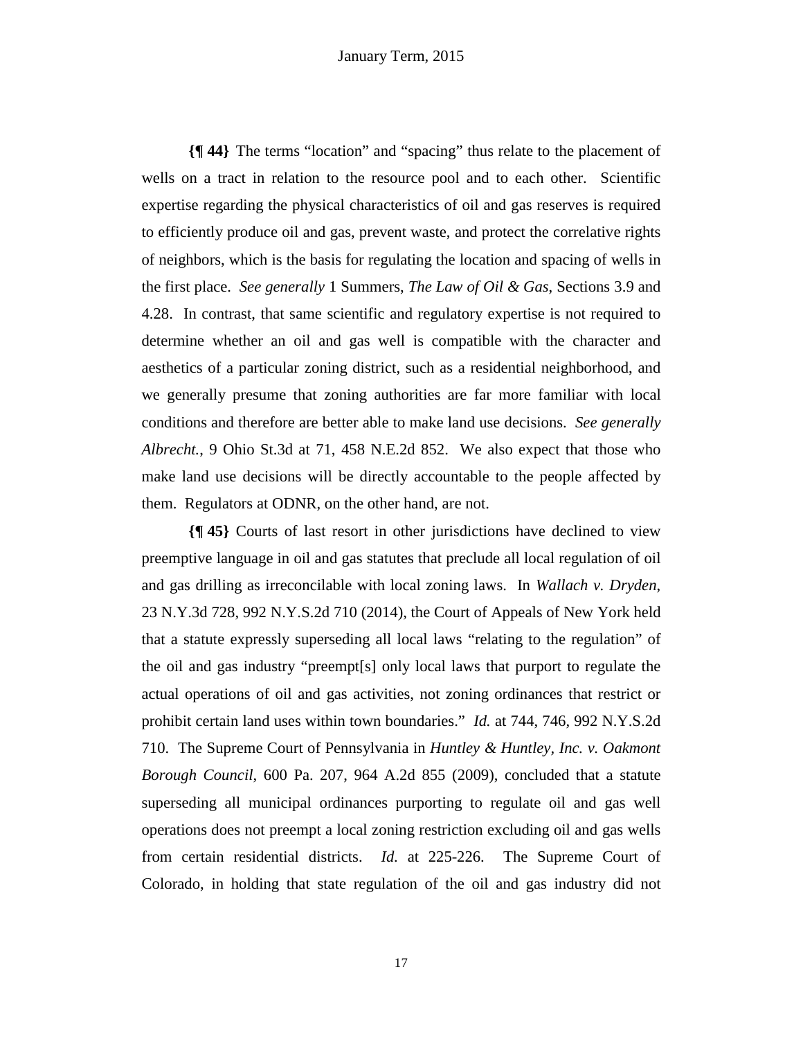**{¶ 44}** The terms "location" and "spacing" thus relate to the placement of wells on a tract in relation to the resource pool and to each other. Scientific expertise regarding the physical characteristics of oil and gas reserves is required to efficiently produce oil and gas, prevent waste, and protect the correlative rights of neighbors, which is the basis for regulating the location and spacing of wells in the first place. *See generally* 1 Summers, *The Law of Oil & Gas*, Sections 3.9 and 4.28. In contrast, that same scientific and regulatory expertise is not required to determine whether an oil and gas well is compatible with the character and aesthetics of a particular zoning district, such as a residential neighborhood, and we generally presume that zoning authorities are far more familiar with local conditions and therefore are better able to make land use decisions. *See generally Albrecht.*, 9 Ohio St.3d at 71, 458 N.E.2d 852. We also expect that those who make land use decisions will be directly accountable to the people affected by them. Regulators at ODNR, on the other hand, are not.

**{¶ 45}** Courts of last resort in other jurisdictions have declined to view preemptive language in oil and gas statutes that preclude all local regulation of oil and gas drilling as irreconcilable with local zoning laws. In *Wallach v. Dryden*, 23 N.Y.3d 728, 992 N.Y.S.2d 710 (2014), the Court of Appeals of New York held that a statute expressly superseding all local laws "relating to the regulation" of the oil and gas industry "preempt[s] only local laws that purport to regulate the actual operations of oil and gas activities, not zoning ordinances that restrict or prohibit certain land uses within town boundaries." *Id.* at 744, 746, 992 N.Y.S.2d 710. The Supreme Court of Pennsylvania in *Huntley & Huntley, Inc. v. Oakmont Borough Council*, 600 Pa. 207, 964 A.2d 855 (2009), concluded that a statute superseding all municipal ordinances purporting to regulate oil and gas well operations does not preempt a local zoning restriction excluding oil and gas wells from certain residential districts. *Id.* at 225-226. The Supreme Court of Colorado, in holding that state regulation of the oil and gas industry did not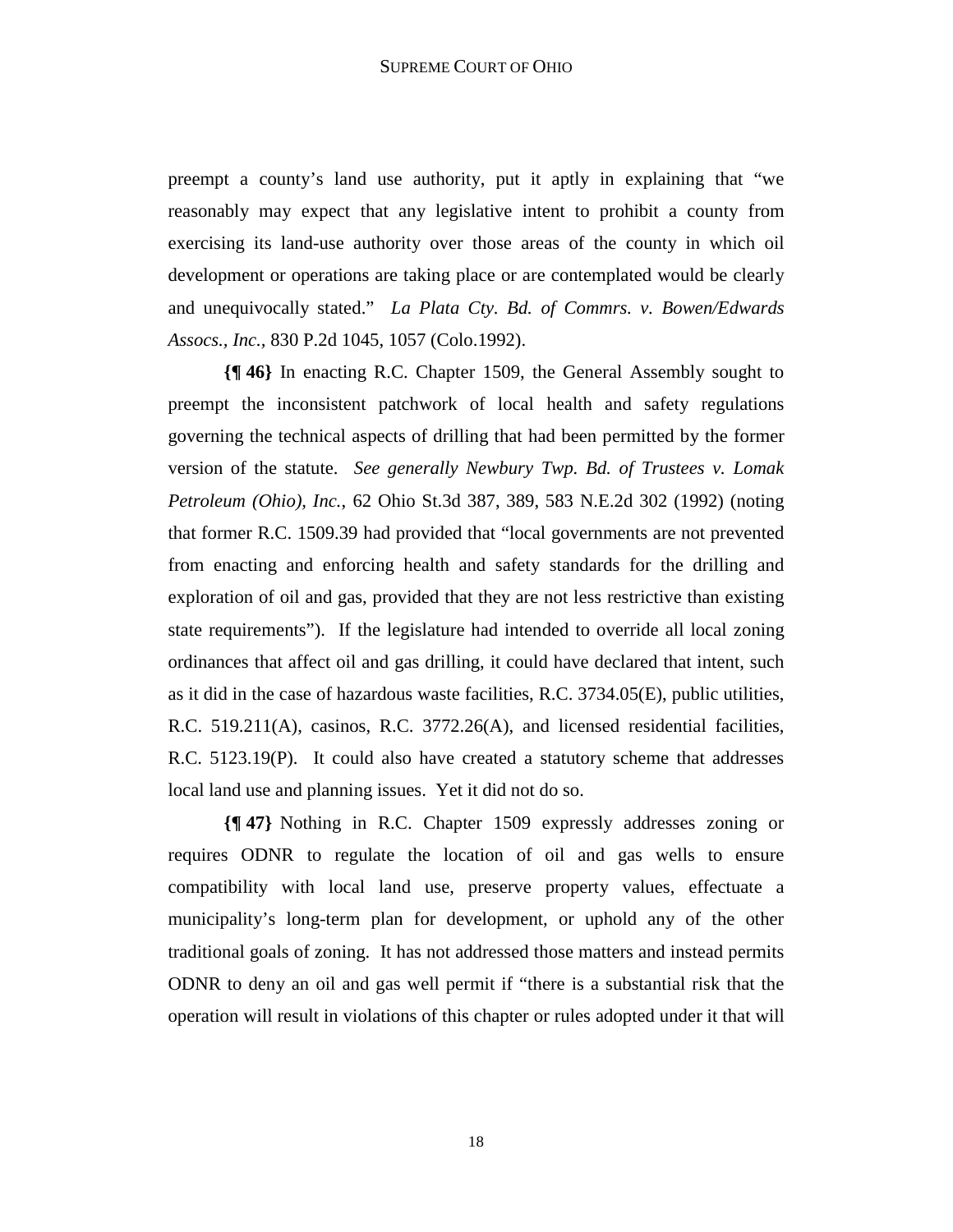preempt a county's land use authority, put it aptly in explaining that "we reasonably may expect that any legislative intent to prohibit a county from exercising its land-use authority over those areas of the county in which oil development or operations are taking place or are contemplated would be clearly and unequivocally stated." *La Plata Cty. Bd. of Commrs. v. Bowen/Edwards Assocs., Inc.*, 830 P.2d 1045, 1057 (Colo.1992).

**{¶ 46}** In enacting R.C. Chapter 1509, the General Assembly sought to preempt the inconsistent patchwork of local health and safety regulations governing the technical aspects of drilling that had been permitted by the former version of the statute. *See generally Newbury Twp. Bd. of Trustees v. Lomak Petroleum (Ohio), Inc.*, 62 Ohio St.3d 387, 389, 583 N.E.2d 302 (1992) (noting that former R.C. 1509.39 had provided that "local governments are not prevented from enacting and enforcing health and safety standards for the drilling and exploration of oil and gas, provided that they are not less restrictive than existing state requirements"). If the legislature had intended to override all local zoning ordinances that affect oil and gas drilling, it could have declared that intent, such as it did in the case of hazardous waste facilities, R.C. 3734.05(E), public utilities, R.C. 519.211(A), casinos, R.C. 3772.26(A), and licensed residential facilities, R.C. 5123.19(P). It could also have created a statutory scheme that addresses local land use and planning issues. Yet it did not do so.

**{¶ 47}** Nothing in R.C. Chapter 1509 expressly addresses zoning or requires ODNR to regulate the location of oil and gas wells to ensure compatibility with local land use, preserve property values, effectuate a municipality's long-term plan for development, or uphold any of the other traditional goals of zoning. It has not addressed those matters and instead permits ODNR to deny an oil and gas well permit if "there is a substantial risk that the operation will result in violations of this chapter or rules adopted under it that will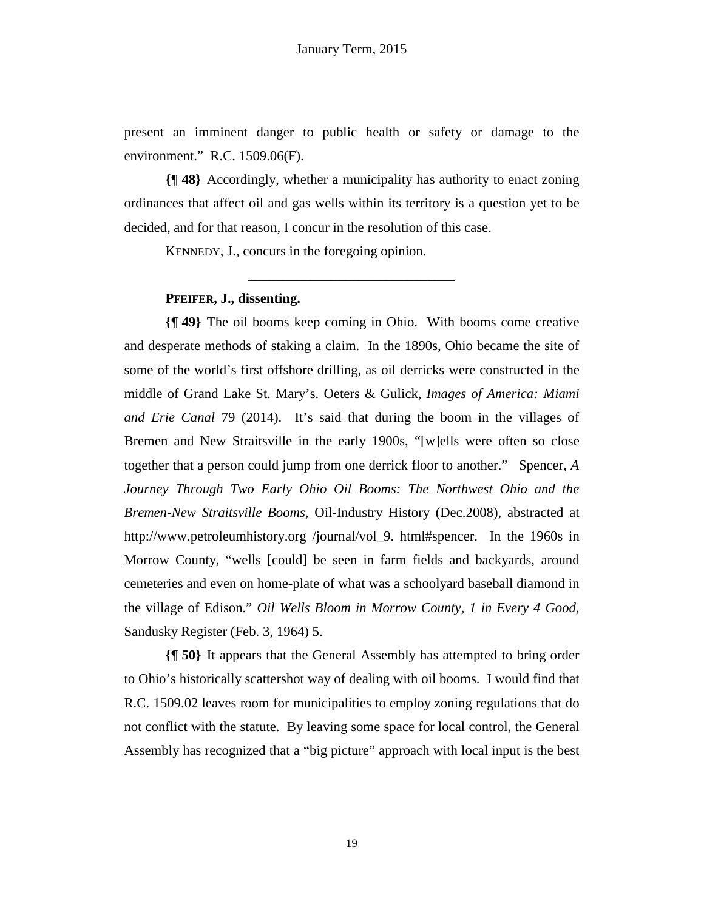present an imminent danger to public health or safety or damage to the environment." R.C. 1509.06(F).

**{¶ 48}** Accordingly, whether a municipality has authority to enact zoning ordinances that affect oil and gas wells within its territory is a question yet to be decided, and for that reason, I concur in the resolution of this case.

KENNEDY, J., concurs in the foregoing opinion.

---

**PFEIFER, J., dissenting.**

**{¶ 49}** The oil booms keep coming in Ohio. With booms come creative and desperate methods of staking a claim. In the 1890s, Ohio became the site of some of the world's first offshore drilling, as oil derricks were constructed in the middle of Grand Lake St. Mary's. Oeters & Gulick, *Images of America: Miami and Erie Canal* 79 (2014). It's said that during the boom in the villages of Bremen and New Straitsville in the early 1900s, "[w]ells were often so close together that a person could jump from one derrick floor to another." Spencer, *A Journey Through Two Early Ohio Oil Booms: The Northwest Ohio and the Bremen-New Straitsville Booms*, Oil-Industry History (Dec.2008), abstracted at http://www.petroleumhistory.org /journal/vol_9. html#spencer. In the 1960s in Morrow County, "wells [could] be seen in farm fields and backyards, around cemeteries and even on home-plate of what was a schoolyard baseball diamond in the village of Edison." *Oil Wells Bloom in Morrow County, 1 in Every 4 Good*, Sandusky Register (Feb. 3, 1964) 5.

**{¶ 50}** It appears that the General Assembly has attempted to bring order to Ohio's historically scattershot way of dealing with oil booms. I would find that R.C. 1509.02 leaves room for municipalities to employ zoning regulations that do not conflict with the statute. By leaving some space for local control, the General Assembly has recognized that a "big picture" approach with local input is the best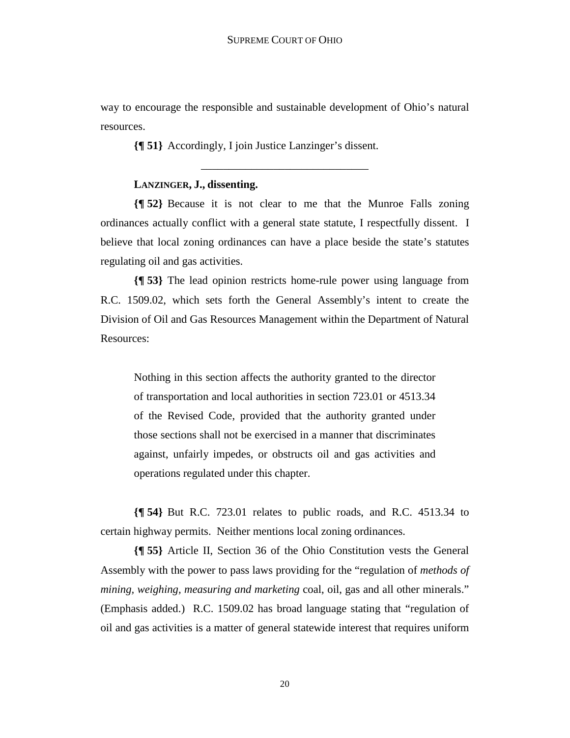way to encourage the responsible and sustainable development of Ohio's natural resources.

**{¶ 51}** Accordingly, I join Justice Lanzinger's dissent.

---

**LANZINGER, J., dissenting.**

**{¶ 52}** Because it is not clear to me that the Munroe Falls zoning ordinances actually conflict with a general state statute, I respectfully dissent. I believe that local zoning ordinances can have a place beside the state's statutes regulating oil and gas activities.

**{¶ 53}** The lead opinion restricts home-rule power using language from R.C. 1509.02, which sets forth the General Assembly's intent to create the Division of Oil and Gas Resources Management within the Department of Natural Resources:

> Nothing in this section affects the authority granted to the director of transportation and local authorities in section 723.01 or 4513.34 of the Revised Code, provided that the authority granted under those sections shall not be exercised in a manner that discriminates against, unfairly impedes, or obstructs oil and gas activities and operations regulated under this chapter.

**{¶ 54}** But R.C. 723.01 relates to public roads, and R.C. 4513.34 to certain highway permits. Neither mentions local zoning ordinances.

**{¶ 55}** Article II, Section 36 of the Ohio Constitution vests the General Assembly with the power to pass laws providing for the "regulation of *methods of mining, weighing, measuring and marketing* coal, oil, gas and all other minerals." (Emphasis added.) R.C. 1509.02 has broad language stating that "regulation of oil and gas activities is a matter of general statewide interest that requires uniform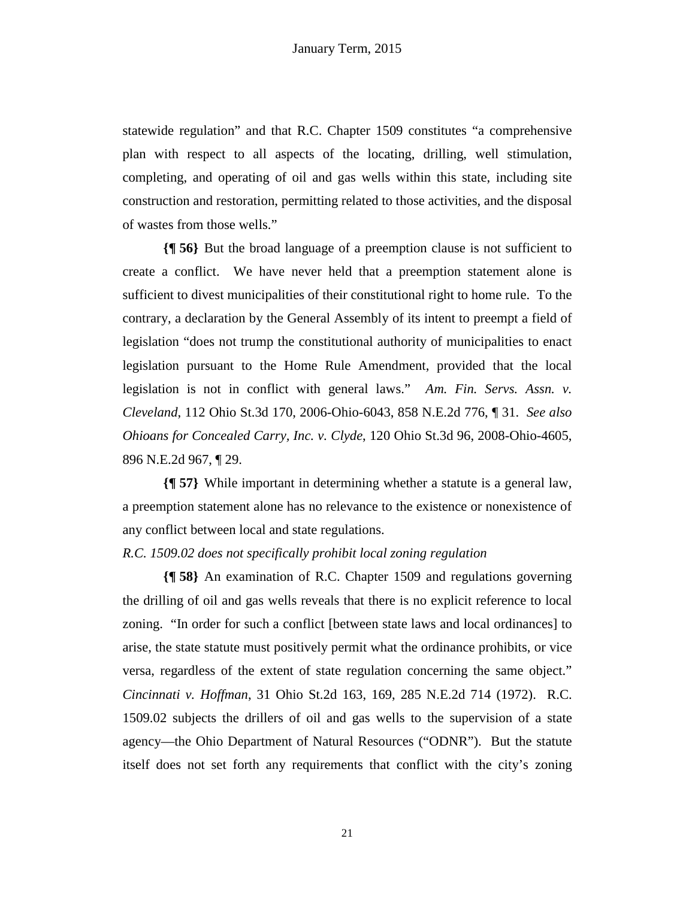statewide regulation" and that R.C. Chapter 1509 constitutes "a comprehensive plan with respect to all aspects of the locating, drilling, well stimulation, completing, and operating of oil and gas wells within this state, including site construction and restoration, permitting related to those activities, and the disposal of wastes from those wells."

**{¶ 56}** But the broad language of a preemption clause is not sufficient to create a conflict. We have never held that a preemption statement alone is sufficient to divest municipalities of their constitutional right to home rule. To the contrary, a declaration by the General Assembly of its intent to preempt a field of legislation "does not trump the constitutional authority of municipalities to enact legislation pursuant to the Home Rule Amendment, provided that the local legislation is not in conflict with general laws." *Am. Fin. Servs. Assn. v. Cleveland*, 112 Ohio St.3d 170, 2006-Ohio-6043, 858 N.E.2d 776, ¶ 31. *See also Ohioans for Concealed Carry, Inc. v. Clyde*, 120 Ohio St.3d 96, 2008-Ohio-4605, 896 N.E.2d 967, ¶ 29.

**{¶ 57}** While important in determining whether a statute is a general law, a preemption statement alone has no relevance to the existence or nonexistence of any conflict between local and state regulations.

*R.C. 1509.02 does not specifically prohibit local zoning regulation*

**{¶ 58}** An examination of R.C. Chapter 1509 and regulations governing the drilling of oil and gas wells reveals that there is no explicit reference to local zoning. "In order for such a conflict [between state laws and local ordinances] to arise, the state statute must positively permit what the ordinance prohibits, or vice versa, regardless of the extent of state regulation concerning the same object." *Cincinnati v. Hoffman*, 31 Ohio St.2d 163, 169, 285 N.E.2d 714 (1972). R.C. 1509.02 subjects the drillers of oil and gas wells to the supervision of a state agency—the Ohio Department of Natural Resources ("ODNR"). But the statute itself does not set forth any requirements that conflict with the city's zoning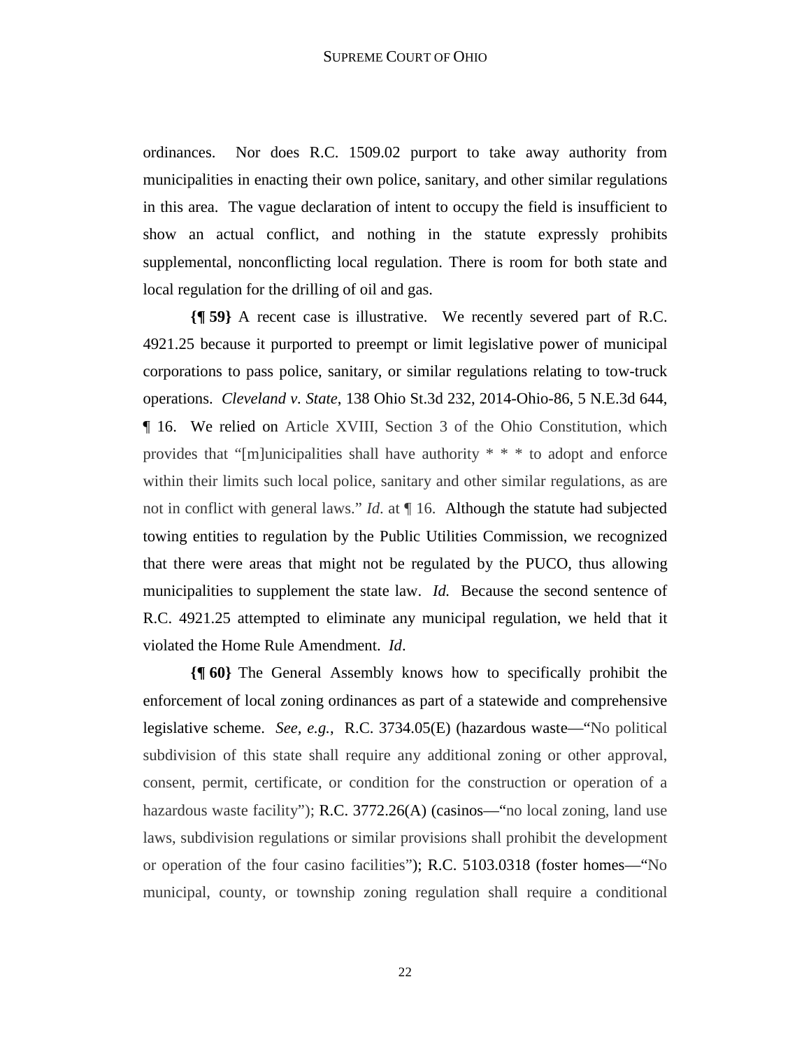ordinances. Nor does R.C. 1509.02 purport to take away authority from municipalities in enacting their own police, sanitary, and other similar regulations in this area. The vague declaration of intent to occupy the field is insufficient to show an actual conflict, and nothing in the statute expressly prohibits supplemental, nonconflicting local regulation. There is room for both state and local regulation for the drilling of oil and gas.

**{¶ 59}** A recent case is illustrative. We recently severed part of R.C. 4921.25 because it purported to preempt or limit legislative power of municipal corporations to pass police, sanitary, or similar regulations relating to tow-truck operations. *Cleveland v. State*, 138 Ohio St.3d 232, 2014-Ohio-86, 5 N.E.3d 644, ¶ 16. We relied on Article XVIII, Section 3 of the Ohio Constitution, which provides that "[m]unicipalities shall have authority * * * to adopt and enforce within their limits such local police, sanitary and other similar regulations, as are not in conflict with general laws." *Id*. at ¶ 16. Although the statute had subjected towing entities to regulation by the Public Utilities Commission, we recognized that there were areas that might not be regulated by the PUCO, thus allowing municipalities to supplement the state law. *Id.* Because the second sentence of R.C. 4921.25 attempted to eliminate any municipal regulation, we held that it violated the Home Rule Amendment. *Id*.

**{¶ 60}** The General Assembly knows how to specifically prohibit the enforcement of local zoning ordinances as part of a statewide and comprehensive legislative scheme. *See*, *e.g.*, R.C. 3734.05(E) (hazardous waste—"No political subdivision of this state shall require any additional zoning or other approval, consent, permit, certificate, or condition for the construction or operation of a hazardous waste facility"); R.C. 3772.26(A) (casinos—"no local zoning, land use laws, subdivision regulations or similar provisions shall prohibit the development or operation of the four casino facilities"); R.C. 5103.0318 (foster homes—"No municipal, county, or township zoning regulation shall require a conditional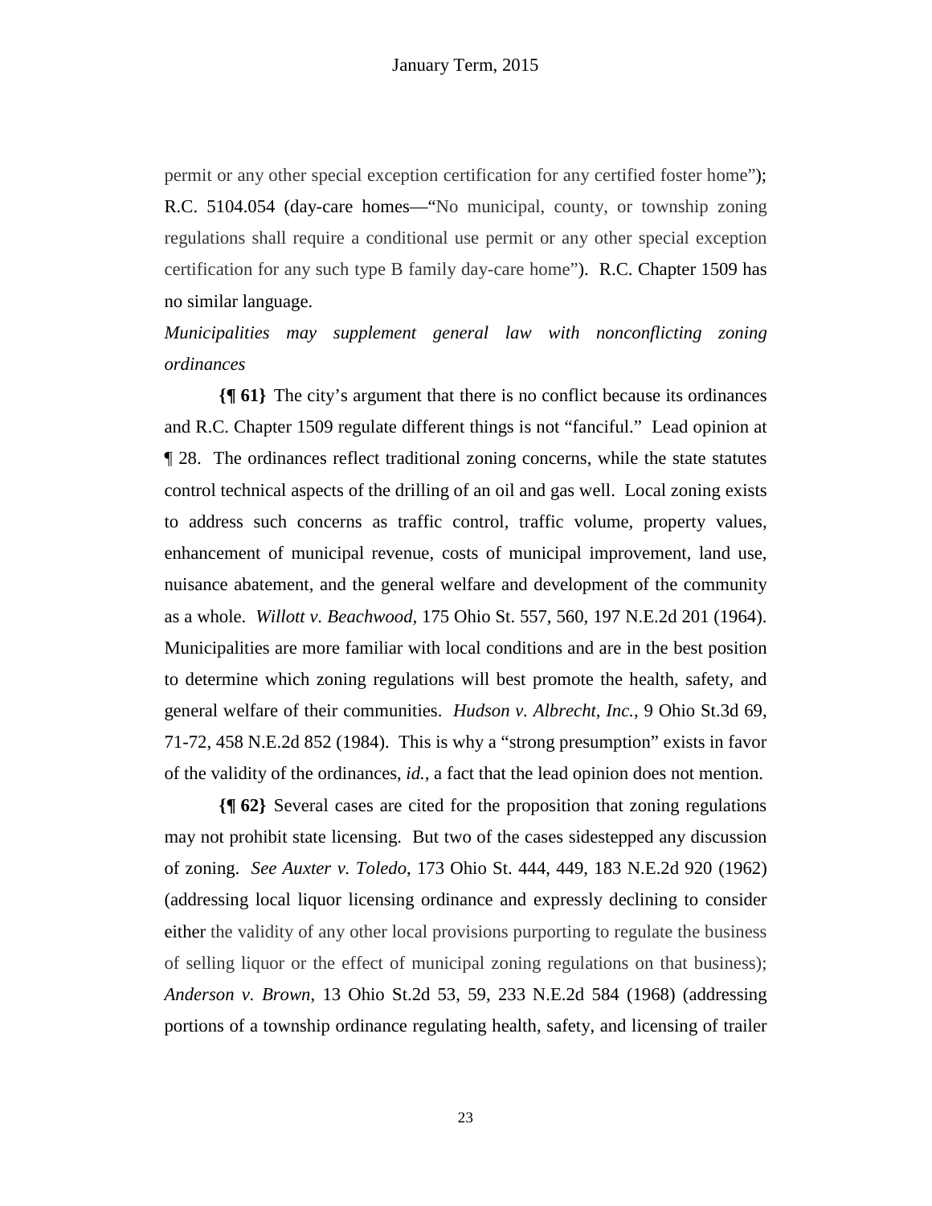permit or any other special exception certification for any certified foster home"); R.C. 5104.054 (day-care homes—"No municipal, county, or township zoning regulations shall require a conditional use permit or any other special exception certification for any such type B family day-care home"). R.C. Chapter 1509 has no similar language.

*Municipalities may supplement general law with nonconflicting zoning ordinances*

**{¶ 61}** The city's argument that there is no conflict because its ordinances and R.C. Chapter 1509 regulate different things is not "fanciful." Lead opinion at ¶ 28. The ordinances reflect traditional zoning concerns, while the state statutes control technical aspects of the drilling of an oil and gas well. Local zoning exists to address such concerns as traffic control, traffic volume, property values, enhancement of municipal revenue, costs of municipal improvement, land use, nuisance abatement, and the general welfare and development of the community as a whole. *Willott v. Beachwood,* 175 Ohio St. 557, 560, 197 N.E.2d 201 (1964). Municipalities are more familiar with local conditions and are in the best position to determine which zoning regulations will best promote the health, safety, and general welfare of their communities. *Hudson v. Albrecht, Inc.*, 9 Ohio St.3d 69, 71-72, 458 N.E.2d 852 (1984). This is why a "strong presumption" exists in favor of the validity of the ordinances, *id.*, a fact that the lead opinion does not mention.

**{¶ 62}** Several cases are cited for the proposition that zoning regulations may not prohibit state licensing. But two of the cases sidestepped any discussion of zoning. *See Auxter v. Toledo*, 173 Ohio St. 444, 449, 183 N.E.2d 920 (1962) (addressing local liquor licensing ordinance and expressly declining to consider either the validity of any other local provisions purporting to regulate the business of selling liquor or the effect of municipal zoning regulations on that business); *Anderson v. Brown*, 13 Ohio St.2d 53, 59, 233 N.E.2d 584 (1968) (addressing portions of a township ordinance regulating health, safety, and licensing of trailer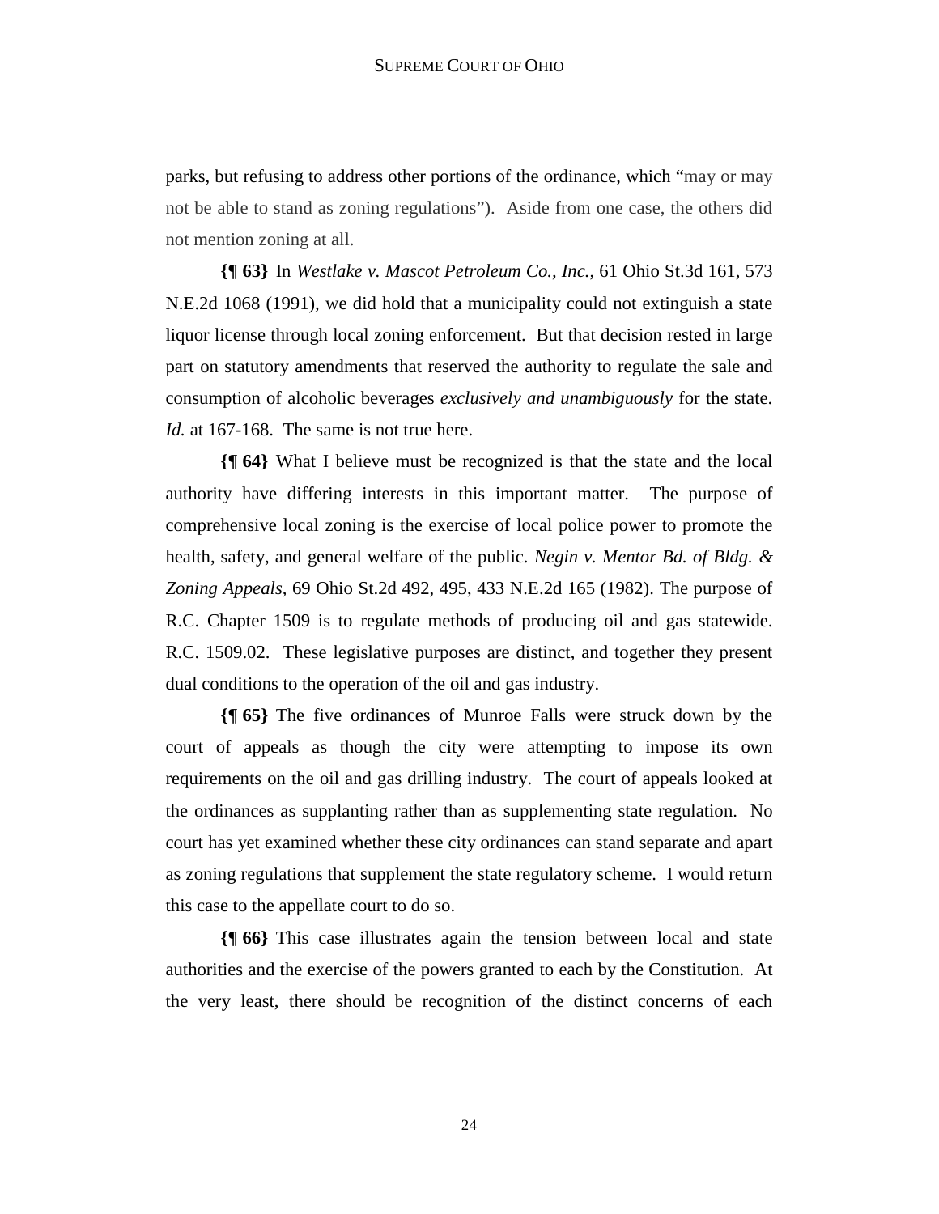parks, but refusing to address other portions of the ordinance, which "may or may not be able to stand as zoning regulations"). Aside from one case, the others did not mention zoning at all.

**{¶ 63}** In *Westlake v. Mascot Petroleum Co., Inc.*, 61 Ohio St.3d 161, 573 N.E.2d 1068 (1991), we did hold that a municipality could not extinguish a state liquor license through local zoning enforcement. But that decision rested in large part on statutory amendments that reserved the authority to regulate the sale and consumption of alcoholic beverages *exclusively and unambiguously* for the state. *Id.* at 167-168. The same is not true here.

**{¶ 64}** What I believe must be recognized is that the state and the local authority have differing interests in this important matter. The purpose of comprehensive local zoning is the exercise of local police power to promote the health, safety, and general welfare of the public. *Negin v. Mentor Bd. of Bldg. & Zoning Appeals,* 69 Ohio St.2d 492, 495, 433 N.E.2d 165 (1982). The purpose of R.C. Chapter 1509 is to regulate methods of producing oil and gas statewide. R.C. 1509.02. These legislative purposes are distinct, and together they present dual conditions to the operation of the oil and gas industry.

**{¶ 65}** The five ordinances of Munroe Falls were struck down by the court of appeals as though the city were attempting to impose its own requirements on the oil and gas drilling industry. The court of appeals looked at the ordinances as supplanting rather than as supplementing state regulation. No court has yet examined whether these city ordinances can stand separate and apart as zoning regulations that supplement the state regulatory scheme. I would return this case to the appellate court to do so.

**{¶ 66}** This case illustrates again the tension between local and state authorities and the exercise of the powers granted to each by the Constitution. At the very least, there should be recognition of the distinct concerns of each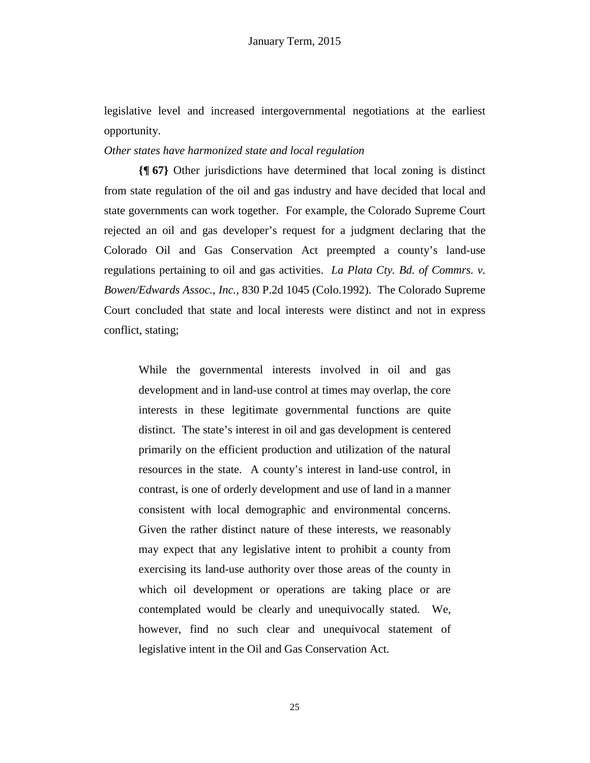legislative level and increased intergovernmental negotiations at the earliest opportunity.

*Other states have harmonized state and local regulation*

**{¶ 67}** Other jurisdictions have determined that local zoning is distinct from state regulation of the oil and gas industry and have decided that local and state governments can work together. For example, the Colorado Supreme Court rejected an oil and gas developer's request for a judgment declaring that the Colorado Oil and Gas Conservation Act preempted a county's land-use regulations pertaining to oil and gas activities. *La Plata Cty. Bd. of Commrs. v. Bowen/Edwards Assoc., Inc.,* 830 P.2d 1045 (Colo.1992). The Colorado Supreme Court concluded that state and local interests were distinct and not in express conflict, stating;

> While the governmental interests involved in oil and gas development and in land-use control at times may overlap, the core interests in these legitimate governmental functions are quite distinct. The state's interest in oil and gas development is centered primarily on the efficient production and utilization of the natural resources in the state. A county's interest in land-use control, in contrast, is one of orderly development and use of land in a manner consistent with local demographic and environmental concerns. Given the rather distinct nature of these interests, we reasonably may expect that any legislative intent to prohibit a county from exercising its land-use authority over those areas of the county in which oil development or operations are taking place or are contemplated would be clearly and unequivocally stated. We, however, find no such clear and unequivocal statement of legislative intent in the Oil and Gas Conservation Act.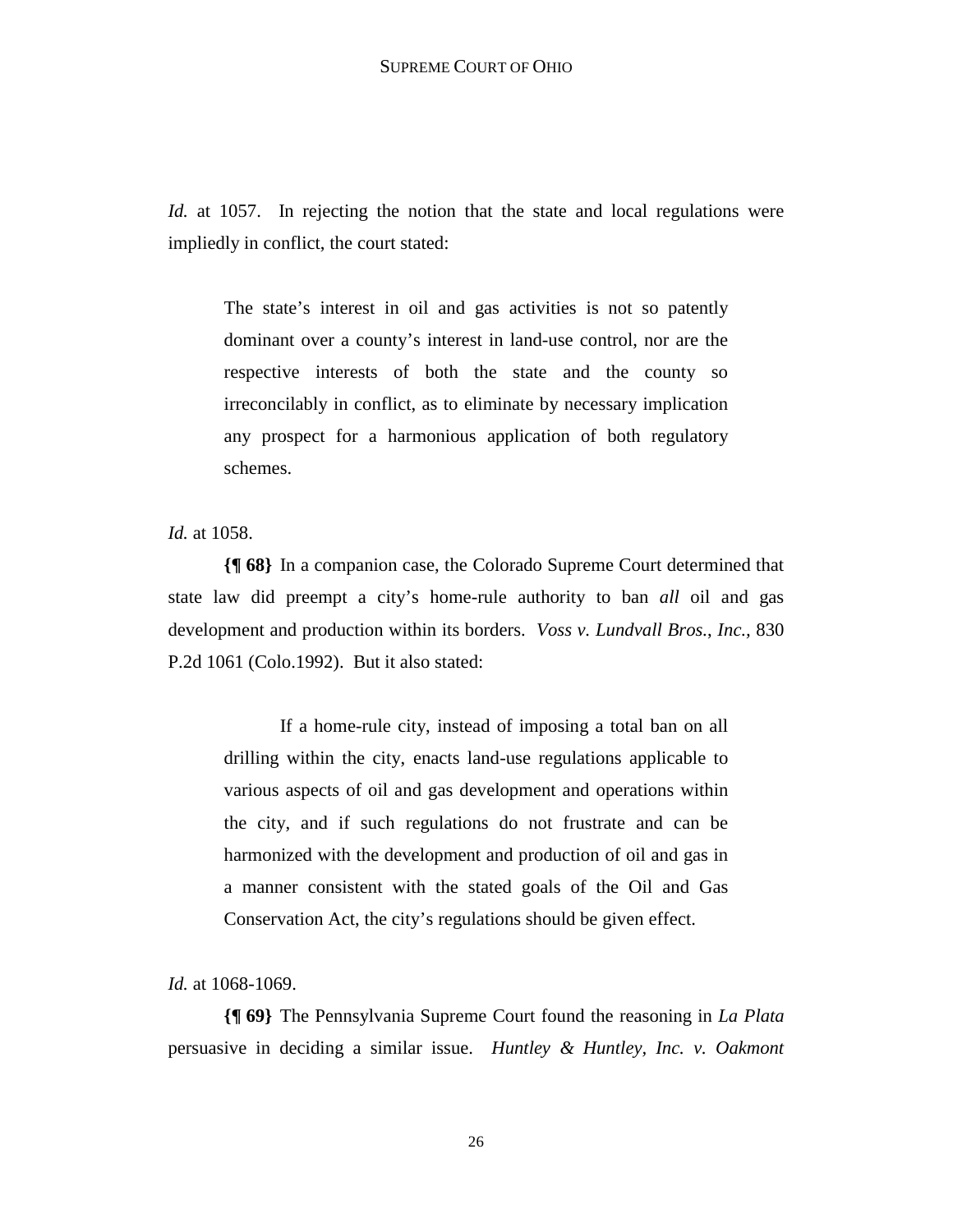*Id.* at 1057. In rejecting the notion that the state and local regulations were impliedly in conflict, the court stated:

> The state's interest in oil and gas activities is not so patently dominant over a county's interest in land-use control, nor are the respective interests of both the state and the county so irreconcilably in conflict, as to eliminate by necessary implication any prospect for a harmonious application of both regulatory schemes.

*Id.* at 1058.

**{¶ 68}** In a companion case, the Colorado Supreme Court determined that state law did preempt a city's home-rule authority to ban *all* oil and gas development and production within its borders. *Voss v. Lundvall Bros., Inc.*, 830 P.2d 1061 (Colo.1992). But it also stated:

> If a home-rule city, instead of imposing a total ban on all drilling within the city, enacts land-use regulations applicable to various aspects of oil and gas development and operations within the city, and if such regulations do not frustrate and can be harmonized with the development and production of oil and gas in a manner consistent with the stated goals of the Oil and Gas Conservation Act, the city's regulations should be given effect.

*Id.* at 1068-1069.

**{¶ 69}** The Pennsylvania Supreme Court found the reasoning in *La Plata* persuasive in deciding a similar issue. *Huntley & Huntley, Inc. v. Oakmont*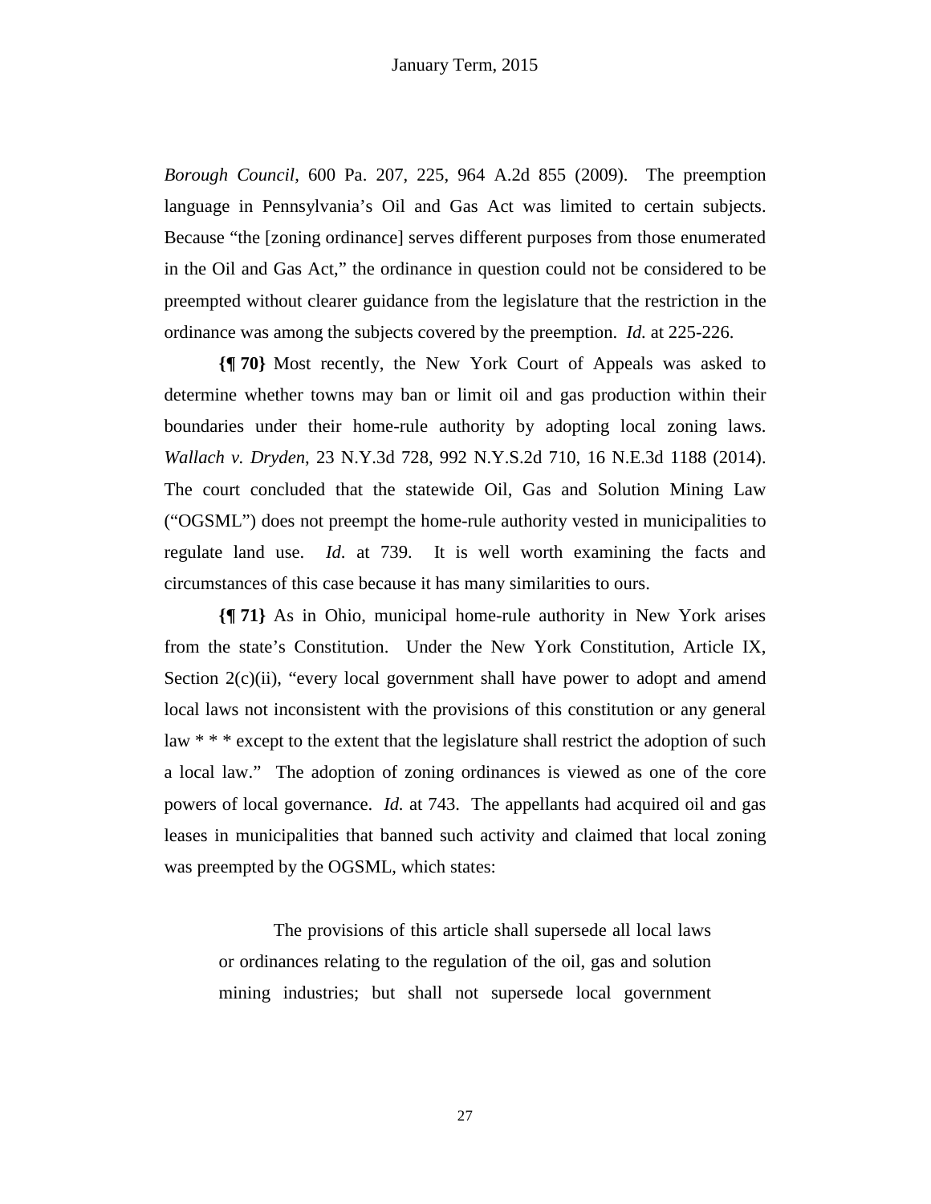*Borough Council*, 600 Pa. 207, 225, 964 A.2d 855 (2009). The preemption language in Pennsylvania's Oil and Gas Act was limited to certain subjects. Because "the [zoning ordinance] serves different purposes from those enumerated in the Oil and Gas Act," the ordinance in question could not be considered to be preempted without clearer guidance from the legislature that the restriction in the ordinance was among the subjects covered by the preemption. *Id.* at 225-226.

**{¶ 70}** Most recently, the New York Court of Appeals was asked to determine whether towns may ban or limit oil and gas production within their boundaries under their home-rule authority by adopting local zoning laws. *Wallach v. Dryden*, 23 N.Y.3d 728, 992 N.Y.S.2d 710, 16 N.E.3d 1188 (2014). The court concluded that the statewide Oil, Gas and Solution Mining Law ("OGSML") does not preempt the home-rule authority vested in municipalities to regulate land use. *Id*. at 739. It is well worth examining the facts and circumstances of this case because it has many similarities to ours.

**{¶ 71}** As in Ohio, municipal home-rule authority in New York arises from the state's Constitution. Under the New York Constitution, Article IX, Section 2(c)(ii), "every local government shall have power to adopt and amend local laws not inconsistent with the provisions of this constitution or any general law * * * except to the extent that the legislature shall restrict the adoption of such a local law." The adoption of zoning ordinances is viewed as one of the core powers of local governance. *Id.* at 743. The appellants had acquired oil and gas leases in municipalities that banned such activity and claimed that local zoning was preempted by the OGSML, which states:

> The provisions of this article shall supersede all local laws or ordinances relating to the regulation of the oil, gas and solution mining industries; but shall not supersede local government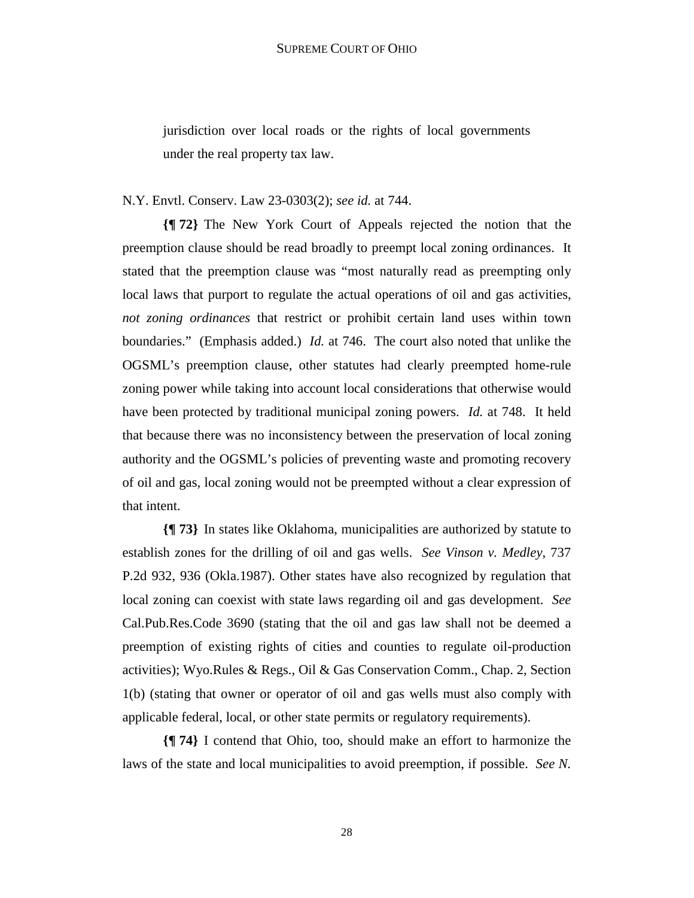> jurisdiction over local roads or the rights of local governments under the real property tax law.

N.Y. Envtl. Conserv. Law 23-0303(2); *see id.* at 744.

**{¶ 72}** The New York Court of Appeals rejected the notion that the preemption clause should be read broadly to preempt local zoning ordinances. It stated that the preemption clause was "most naturally read as preempting only local laws that purport to regulate the actual operations of oil and gas activities, *not zoning ordinances* that restrict or prohibit certain land uses within town boundaries." (Emphasis added.) *Id.* at 746. The court also noted that unlike the OGSML's preemption clause, other statutes had clearly preempted home-rule zoning power while taking into account local considerations that otherwise would have been protected by traditional municipal zoning powers. *Id.* at 748. It held that because there was no inconsistency between the preservation of local zoning authority and the OGSML's policies of preventing waste and promoting recovery of oil and gas, local zoning would not be preempted without a clear expression of that intent.

**{¶ 73}** In states like Oklahoma, municipalities are authorized by statute to establish zones for the drilling of oil and gas wells. *See Vinson v. Medley*, 737 P.2d 932, 936 (Okla.1987). Other states have also recognized by regulation that local zoning can coexist with state laws regarding oil and gas development. *See* Cal.Pub.Res.Code 3690 (stating that the oil and gas law shall not be deemed a preemption of existing rights of cities and counties to regulate oil-production activities); Wyo.Rules & Regs., Oil & Gas Conservation Comm., Chap. 2, Section 1(b) (stating that owner or operator of oil and gas wells must also comply with applicable federal, local, or other state permits or regulatory requirements).

**{¶ 74}** I contend that Ohio, too, should make an effort to harmonize the laws of the state and local municipalities to avoid preemption, if possible. *See N.*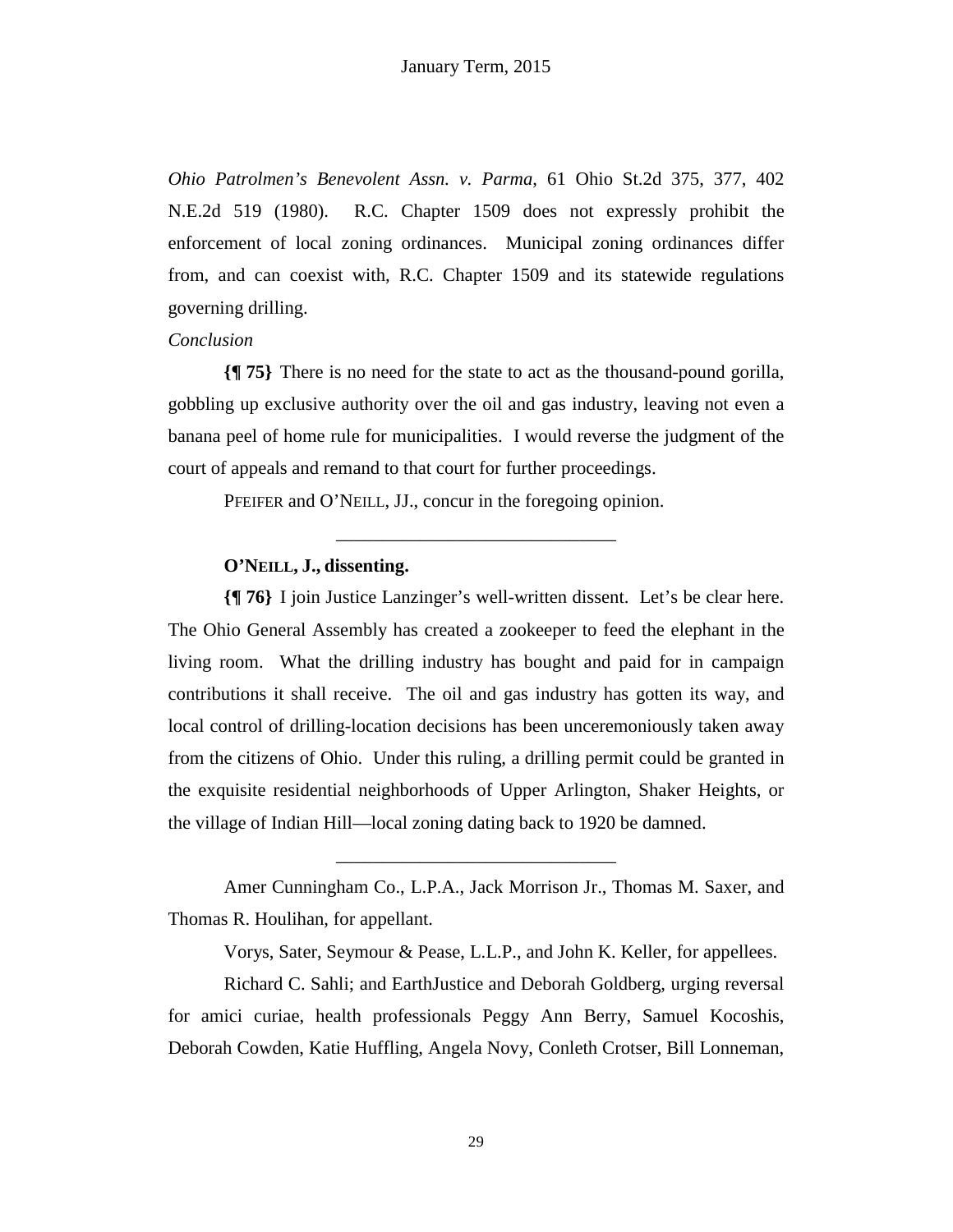*Ohio Patrolmen's Benevolent Assn. v. Parma*, 61 Ohio St.2d 375, 377, 402 N.E.2d 519 (1980). R.C. Chapter 1509 does not expressly prohibit the enforcement of local zoning ordinances. Municipal zoning ordinances differ from, and can coexist with, R.C. Chapter 1509 and its statewide regulations governing drilling.

*Conclusion*

**{¶ 75}** There is no need for the state to act as the thousand-pound gorilla, gobbling up exclusive authority over the oil and gas industry, leaving not even a banana peel of home rule for municipalities. I would reverse the judgment of the court of appeals and remand to that court for further proceedings.

PFEIFER and O'NEILL, JJ., concur in the foregoing opinion.

---

**O'NEILL, J., dissenting.**

**{¶ 76}** I join Justice Lanzinger's well-written dissent. Let's be clear here. The Ohio General Assembly has created a zookeeper to feed the elephant in the living room. What the drilling industry has bought and paid for in campaign contributions it shall receive. The oil and gas industry has gotten its way, and local control of drilling-location decisions has been unceremoniously taken away from the citizens of Ohio. Under this ruling, a drilling permit could be granted in the exquisite residential neighborhoods of Upper Arlington, Shaker Heights, or the village of Indian Hill—local zoning dating back to 1920 be damned.

---

Amer Cunningham Co., L.P.A., Jack Morrison Jr., Thomas M. Saxer, and Thomas R. Houlihan, for appellant.

Vorys, Sater, Seymour & Pease, L.L.P., and John K. Keller, for appellees.

Richard C. Sahli; and EarthJustice and Deborah Goldberg, urging reversal for amici curiae, health professionals Peggy Ann Berry, Samuel Kocoshis, Deborah Cowden, Katie Huffling, Angela Novy, Conleth Crotser, Bill Lonneman,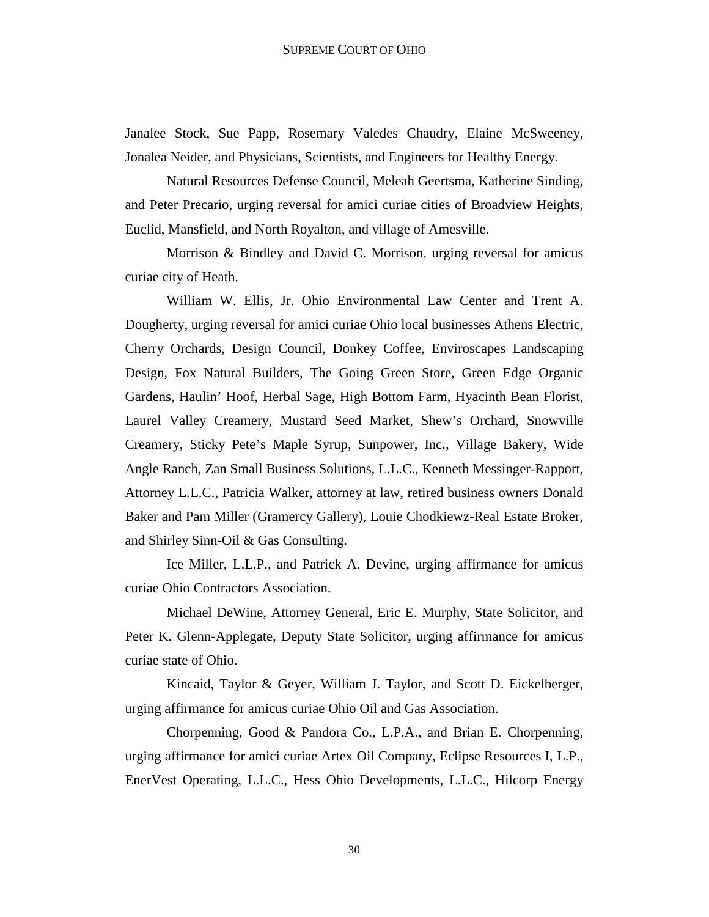Janalee Stock, Sue Papp, Rosemary Valedes Chaudry, Elaine McSweeney, Jonalea Neider, and Physicians, Scientists, and Engineers for Healthy Energy.

Natural Resources Defense Council, Meleah Geertsma, Katherine Sinding, and Peter Precario, urging reversal for amici curiae cities of Broadview Heights, Euclid, Mansfield, and North Royalton, and village of Amesville.

Morrison & Bindley and David C. Morrison, urging reversal for amicus curiae city of Heath.

William W. Ellis, Jr. Ohio Environmental Law Center and Trent A. Dougherty, urging reversal for amici curiae Ohio local businesses Athens Electric, Cherry Orchards, Design Council, Donkey Coffee, Enviroscapes Landscaping Design, Fox Natural Builders, The Going Green Store, Green Edge Organic Gardens, Haulin' Hoof, Herbal Sage, High Bottom Farm, Hyacinth Bean Florist, Laurel Valley Creamery, Mustard Seed Market, Shew's Orchard, Snowville Creamery, Sticky Pete's Maple Syrup, Sunpower, Inc., Village Bakery, Wide Angle Ranch, Zan Small Business Solutions, L.L.C., Kenneth Messinger-Rapport, Attorney L.L.C., Patricia Walker, attorney at law, retired business owners Donald Baker and Pam Miller (Gramercy Gallery), Louie Chodkiewz-Real Estate Broker, and Shirley Sinn-Oil & Gas Consulting.

Ice Miller, L.L.P., and Patrick A. Devine, urging affirmance for amicus curiae Ohio Contractors Association.

Michael DeWine, Attorney General, Eric E. Murphy, State Solicitor, and Peter K. Glenn-Applegate, Deputy State Solicitor, urging affirmance for amicus curiae state of Ohio.

Kincaid, Taylor & Geyer, William J. Taylor, and Scott D. Eickelberger, urging affirmance for amicus curiae Ohio Oil and Gas Association.

Chorpenning, Good & Pandora Co., L.P.A., and Brian E. Chorpenning, urging affirmance for amici curiae Artex Oil Company, Eclipse Resources I, L.P., EnerVest Operating, L.L.C., Hess Ohio Developments, L.L.C., Hilcorp Energy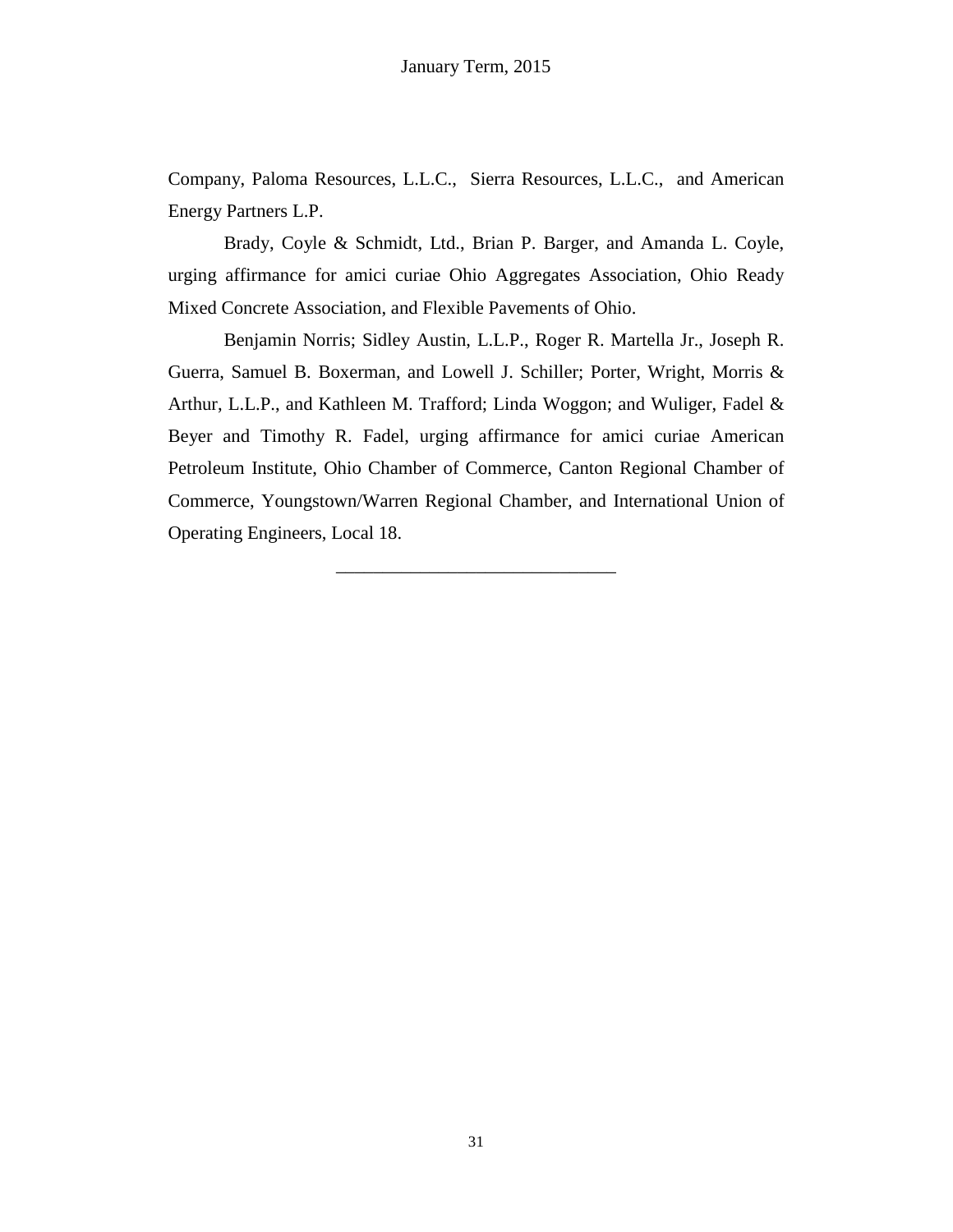Company, Paloma Resources, L.L.C., Sierra Resources, L.L.C., and American Energy Partners L.P.

Brady, Coyle & Schmidt, Ltd., Brian P. Barger, and Amanda L. Coyle, urging affirmance for amici curiae Ohio Aggregates Association, Ohio Ready Mixed Concrete Association, and Flexible Pavements of Ohio.

Benjamin Norris; Sidley Austin, L.L.P., Roger R. Martella Jr., Joseph R. Guerra, Samuel B. Boxerman, and Lowell J. Schiller; Porter, Wright, Morris & Arthur, L.L.P., and Kathleen M. Trafford; Linda Woggon; and Wuliger, Fadel & Beyer and Timothy R. Fadel, urging affirmance for amici curiae American Petroleum Institute, Ohio Chamber of Commerce, Canton Regional Chamber of Commerce, Youngstown/Warren Regional Chamber, and International Union of Operating Engineers, Local 18.

\_\_\_\_\_\_\_\_\_\_\_\_\_\_\_\_\_\_\_\_\_\_\_\_\_\_\_\_\_\_